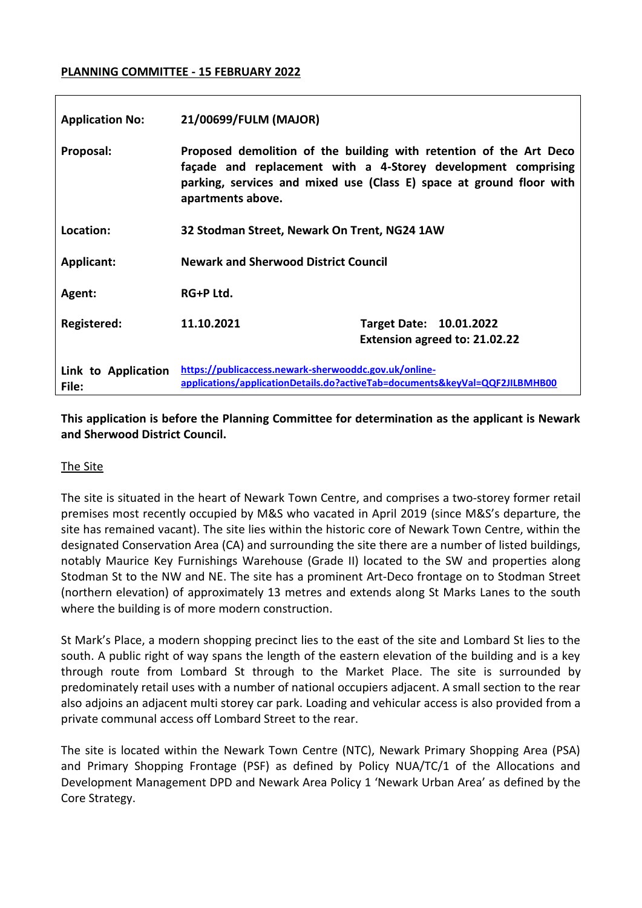**PLANNING COMMITTEE - 15 FEBRUARY 2022**

| | | |
|---|---|---|
| **Application No:** | **21/00699/FULM (MAJOR)** | |
| **Proposal:** | **Proposed demolition of the building with retention of the Art Deco façade and replacement with a 4-Storey development comprising parking, services and mixed use (Class E) space at ground floor with apartments above.** | |
| **Location:** | **32 Stodman Street, Newark On Trent, NG24 1AW** | |
| **Applicant:** | **Newark and Sherwood District Council** | |
| **Agent:** | **RG+P Ltd.** | |
| **Registered:** | **11.10.2021** | **Target Date: 10.01.2022**<br>**Extension agreed to: 21.02.22** |
| **Link to Application File:** | **https://publicaccess.newark-sherwooddc.gov.uk/online-applications/applicationDetails.do?activeTab=documents&keyVal=QQF2JILBMHB00** | |

**This application is before the Planning Committee for determination as the applicant is Newark and Sherwood District Council.**

The Site

The site is situated in the heart of Newark Town Centre, and comprises a two-storey former retail premises most recently occupied by M&S who vacated in April 2019 (since M&S's departure, the site has remained vacant). The site lies within the historic core of Newark Town Centre, within the designated Conservation Area (CA) and surrounding the site there are a number of listed buildings, notably Maurice Key Furnishings Warehouse (Grade II) located to the SW and properties along Stodman St to the NW and NE. The site has a prominent Art-Deco frontage on to Stodman Street (northern elevation) of approximately 13 metres and extends along St Marks Lanes to the south where the building is of more modern construction.

St Mark's Place, a modern shopping precinct lies to the east of the site and Lombard St lies to the south. A public right of way spans the length of the eastern elevation of the building and is a key through route from Lombard St through to the Market Place. The site is surrounded by predominately retail uses with a number of national occupiers adjacent. A small section to the rear also adjoins an adjacent multi storey car park. Loading and vehicular access is also provided from a private communal access off Lombard Street to the rear.

The site is located within the Newark Town Centre (NTC), Newark Primary Shopping Area (PSA) and Primary Shopping Frontage (PSF) as defined by Policy NUA/TC/1 of the Allocations and Development Management DPD and Newark Area Policy 1 'Newark Urban Area' as defined by the Core Strategy.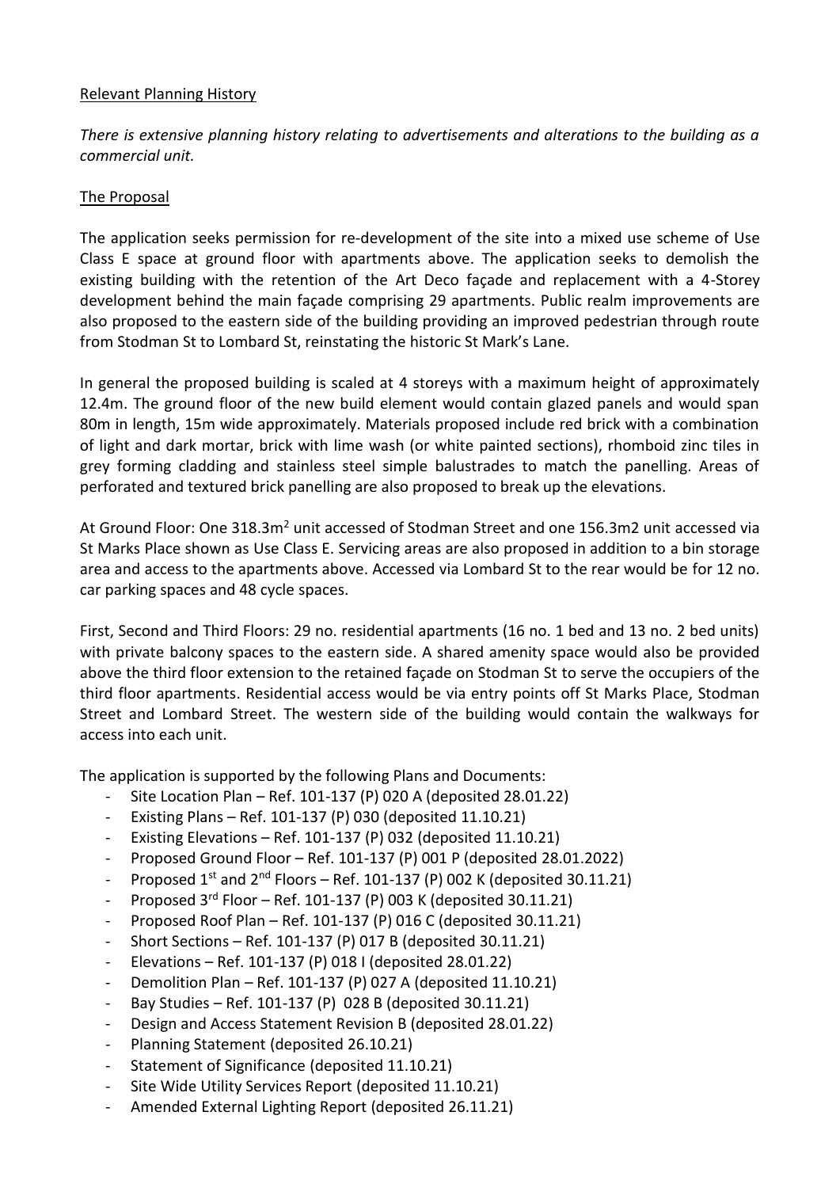Relevant Planning History

*There is extensive planning history relating to advertisements and alterations to the building as a commercial unit.*

The Proposal

The application seeks permission for re-development of the site into a mixed use scheme of Use Class E space at ground floor with apartments above. The application seeks to demolish the existing building with the retention of the Art Deco façade and replacement with a 4-Storey development behind the main façade comprising 29 apartments. Public realm improvements are also proposed to the eastern side of the building providing an improved pedestrian through route from Stodman St to Lombard St, reinstating the historic St Mark's Lane.

In general the proposed building is scaled at 4 storeys with a maximum height of approximately 12.4m. The ground floor of the new build element would contain glazed panels and would span 80m in length, 15m wide approximately. Materials proposed include red brick with a combination of light and dark mortar, brick with lime wash (or white painted sections), rhomboid zinc tiles in grey forming cladding and stainless steel simple balustrades to match the panelling. Areas of perforated and textured brick panelling are also proposed to break up the elevations.

At Ground Floor: One 318.3m$^2$ unit accessed of Stodman Street and one 156.3m2 unit accessed via St Marks Place shown as Use Class E. Servicing areas are also proposed in addition to a bin storage area and access to the apartments above. Accessed via Lombard St to the rear would be for 12 no. car parking spaces and 48 cycle spaces.

First, Second and Third Floors: 29 no. residential apartments (16 no. 1 bed and 13 no. 2 bed units) with private balcony spaces to the eastern side. A shared amenity space would also be provided above the third floor extension to the retained façade on Stodman St to serve the occupiers of the third floor apartments. Residential access would be via entry points off St Marks Place, Stodman Street and Lombard Street. The western side of the building would contain the walkways for access into each unit.

The application is supported by the following Plans and Documents:

- Site Location Plan – Ref. 101-137 (P) 020 A (deposited 28.01.22)
- Existing Plans – Ref. 101-137 (P) 030 (deposited 11.10.21)
- Existing Elevations – Ref. 101-137 (P) 032 (deposited 11.10.21)
- Proposed Ground Floor – Ref. 101-137 (P) 001 P (deposited 28.01.2022)
- Proposed 1st and 2nd Floors – Ref. 101-137 (P) 002 K (deposited 30.11.21)
- Proposed 3rd Floor – Ref. 101-137 (P) 003 K (deposited 30.11.21)
- Proposed Roof Plan – Ref. 101-137 (P) 016 C (deposited 30.11.21)
- Short Sections – Ref. 101-137 (P) 017 B (deposited 30.11.21)
- Elevations – Ref. 101-137 (P) 018 I (deposited 28.01.22)
- Demolition Plan – Ref. 101-137 (P) 027 A (deposited 11.10.21)
- Bay Studies – Ref. 101-137 (P) 028 B (deposited 30.11.21)
- Design and Access Statement Revision B (deposited 28.01.22)
- Planning Statement (deposited 26.10.21)
- Statement of Significance (deposited 11.10.21)
- Site Wide Utility Services Report (deposited 11.10.21)
- Amended External Lighting Report (deposited 26.11.21)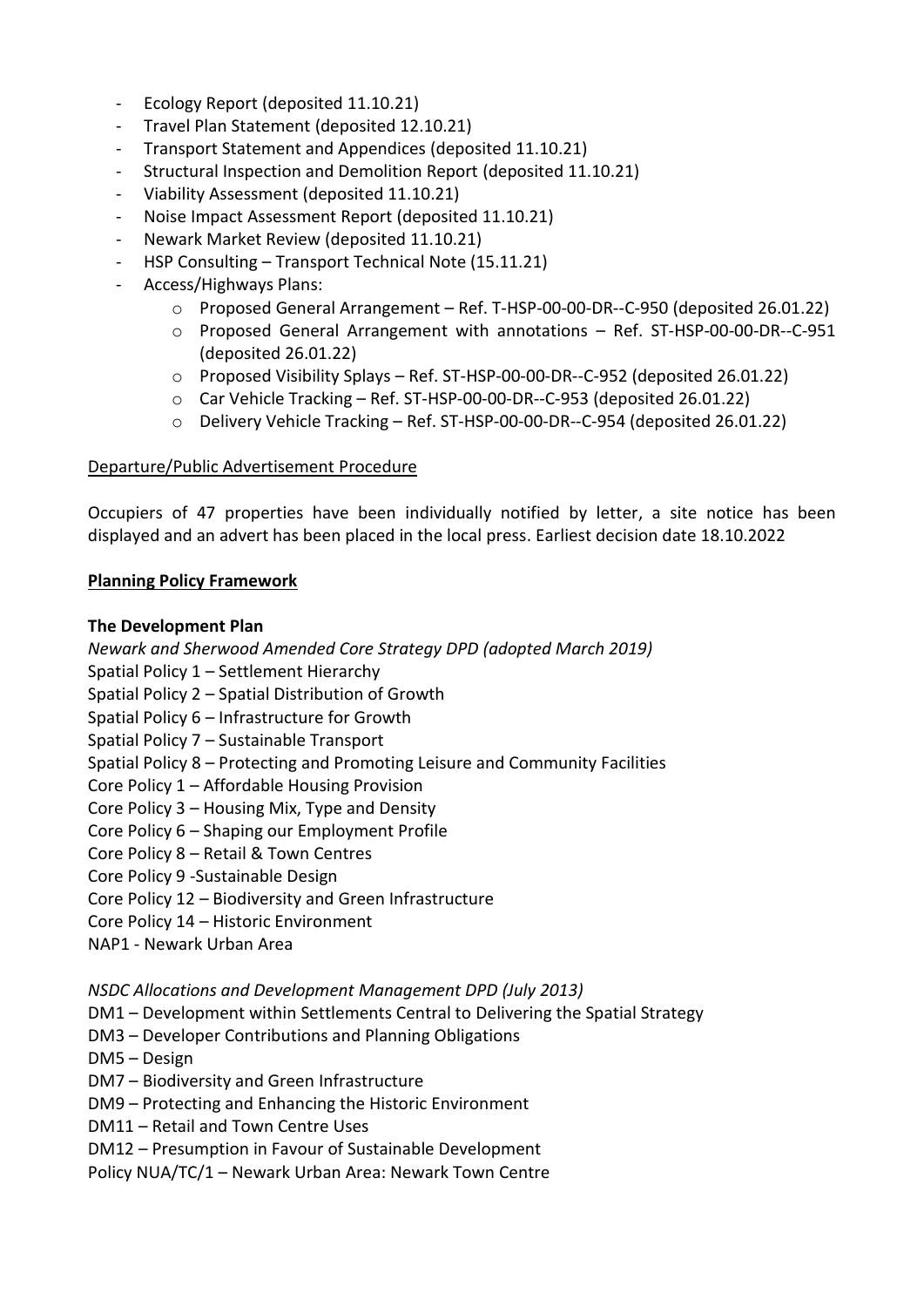- Ecology Report (deposited 11.10.21)
- Travel Plan Statement (deposited 12.10.21)
- Transport Statement and Appendices (deposited 11.10.21)
- Structural Inspection and Demolition Report (deposited 11.10.21)
- Viability Assessment (deposited 11.10.21)
- Noise Impact Assessment Report (deposited 11.10.21)
- Newark Market Review (deposited 11.10.21)
- HSP Consulting – Transport Technical Note (15.11.21)
- Access/Highways Plans:
    - Proposed General Arrangement – Ref. T-HSP-00-00-DR--C-950 (deposited 26.01.22)
    - Proposed General Arrangement with annotations – Ref. ST-HSP-00-00-DR--C-951 (deposited 26.01.22)
    - Proposed Visibility Splays – Ref. ST-HSP-00-00-DR--C-952 (deposited 26.01.22)
    - Car Vehicle Tracking – Ref. ST-HSP-00-00-DR--C-953 (deposited 26.01.22)
    - Delivery Vehicle Tracking – Ref. ST-HSP-00-00-DR--C-954 (deposited 26.01.22)

Departure/Public Advertisement Procedure

Occupiers of 47 properties have been individually notified by letter, a site notice has been displayed and an advert has been placed in the local press. Earliest decision date 18.10.2022

**Planning Policy Framework**

**The Development Plan**

*Newark and Sherwood Amended Core Strategy DPD (adopted March 2019)*
Spatial Policy 1 – Settlement Hierarchy
Spatial Policy 2 – Spatial Distribution of Growth
Spatial Policy 6 – Infrastructure for Growth
Spatial Policy 7 – Sustainable Transport
Spatial Policy 8 – Protecting and Promoting Leisure and Community Facilities
Core Policy 1 – Affordable Housing Provision
Core Policy 3 – Housing Mix, Type and Density
Core Policy 6 – Shaping our Employment Profile
Core Policy 8 – Retail & Town Centres
Core Policy 9 -Sustainable Design
Core Policy 12 – Biodiversity and Green Infrastructure
Core Policy 14 – Historic Environment
NAP1 - Newark Urban Area

*NSDC Allocations and Development Management DPD (July 2013)*
DM1 – Development within Settlements Central to Delivering the Spatial Strategy
DM3 – Developer Contributions and Planning Obligations
DM5 – Design
DM7 – Biodiversity and Green Infrastructure
DM9 – Protecting and Enhancing the Historic Environment
DM11 – Retail and Town Centre Uses
DM12 – Presumption in Favour of Sustainable Development
Policy NUA/TC/1 – Newark Urban Area: Newark Town Centre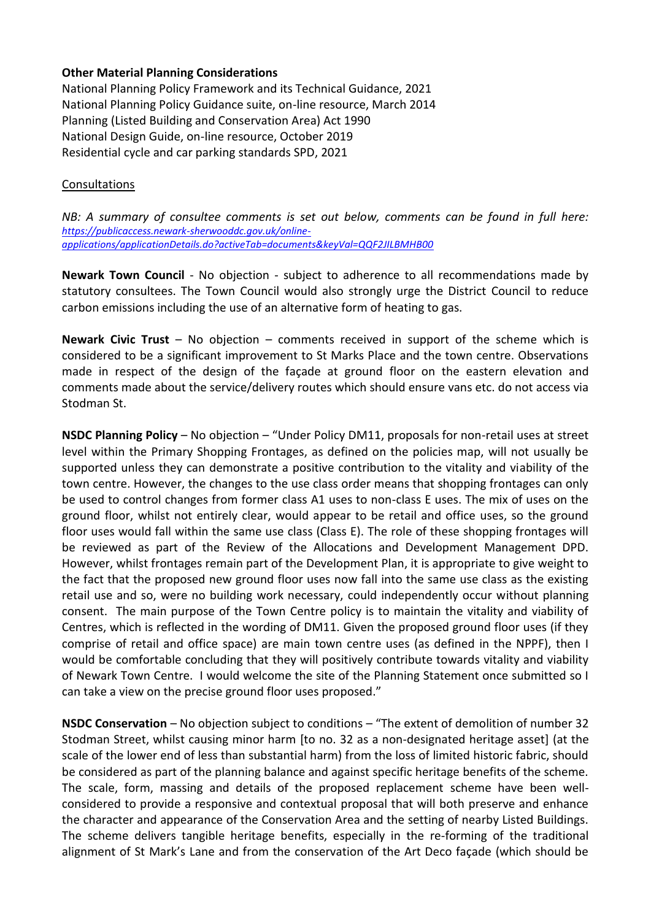**Other Material Planning Considerations**

National Planning Policy Framework and its Technical Guidance, 2021
National Planning Policy Guidance suite, on-line resource, March 2014
Planning (Listed Building and Conservation Area) Act 1990
National Design Guide, on-line resource, October 2019
Residential cycle and car parking standards SPD, 2021

Consultations

*NB: A summary of consultee comments is set out below, comments can be found in full here: https://publicaccess.newark-sherwooddc.gov.uk/online-applications/applicationDetails.do?activeTab=documents&keyVal=QQF2JILBMHB00*

**Newark Town Council** - No objection - subject to adherence to all recommendations made by statutory consultees. The Town Council would also strongly urge the District Council to reduce carbon emissions including the use of an alternative form of heating to gas.

**Newark Civic Trust** – No objection – comments received in support of the scheme which is considered to be a significant improvement to St Marks Place and the town centre. Observations made in respect of the design of the façade at ground floor on the eastern elevation and comments made about the service/delivery routes which should ensure vans etc. do not access via Stodman St.

**NSDC Planning Policy** – No objection – "Under Policy DM11, proposals for non-retail uses at street level within the Primary Shopping Frontages, as defined on the policies map, will not usually be supported unless they can demonstrate a positive contribution to the vitality and viability of the town centre. However, the changes to the use class order means that shopping frontages can only be used to control changes from former class A1 uses to non-class E uses. The mix of uses on the ground floor, whilst not entirely clear, would appear to be retail and office uses, so the ground floor uses would fall within the same use class (Class E). The role of these shopping frontages will be reviewed as part of the Review of the Allocations and Development Management DPD. However, whilst frontages remain part of the Development Plan, it is appropriate to give weight to the fact that the proposed new ground floor uses now fall into the same use class as the existing retail use and so, were no building work necessary, could independently occur without planning consent. The main purpose of the Town Centre policy is to maintain the vitality and viability of Centres, which is reflected in the wording of DM11. Given the proposed ground floor uses (if they comprise of retail and office space) are main town centre uses (as defined in the NPPF), then I would be comfortable concluding that they will positively contribute towards vitality and viability of Newark Town Centre. I would welcome the site of the Planning Statement once submitted so I can take a view on the precise ground floor uses proposed."

**NSDC Conservation** – No objection subject to conditions – "The extent of demolition of number 32 Stodman Street, whilst causing minor harm [to no. 32 as a non-designated heritage asset] (at the scale of the lower end of less than substantial harm) from the loss of limited historic fabric, should be considered as part of the planning balance and against specific heritage benefits of the scheme. The scale, form, massing and details of the proposed replacement scheme have been well-considered to provide a responsive and contextual proposal that will both preserve and enhance the character and appearance of the Conservation Area and the setting of nearby Listed Buildings. The scheme delivers tangible heritage benefits, especially in the re-forming of the traditional alignment of St Mark's Lane and from the conservation of the Art Deco façade (which should be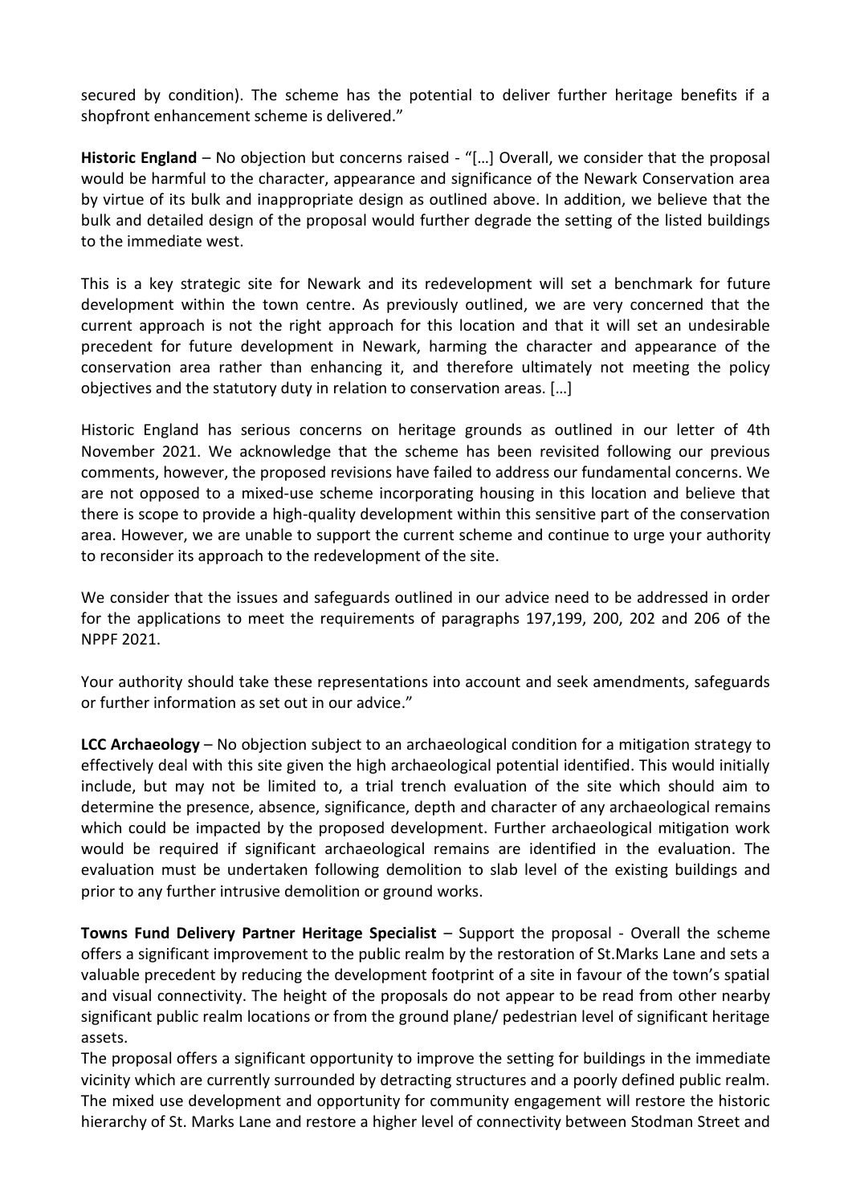secured by condition). The scheme has the potential to deliver further heritage benefits if a shopfront enhancement scheme is delivered."

**Historic England** – No objection but concerns raised - "[…] Overall, we consider that the proposal would be harmful to the character, appearance and significance of the Newark Conservation area by virtue of its bulk and inappropriate design as outlined above. In addition, we believe that the bulk and detailed design of the proposal would further degrade the setting of the listed buildings to the immediate west.

This is a key strategic site for Newark and its redevelopment will set a benchmark for future development within the town centre. As previously outlined, we are very concerned that the current approach is not the right approach for this location and that it will set an undesirable precedent for future development in Newark, harming the character and appearance of the conservation area rather than enhancing it, and therefore ultimately not meeting the policy objectives and the statutory duty in relation to conservation areas. […]

Historic England has serious concerns on heritage grounds as outlined in our letter of 4th November 2021. We acknowledge that the scheme has been revisited following our previous comments, however, the proposed revisions have failed to address our fundamental concerns. We are not opposed to a mixed-use scheme incorporating housing in this location and believe that there is scope to provide a high-quality development within this sensitive part of the conservation area. However, we are unable to support the current scheme and continue to urge your authority to reconsider its approach to the redevelopment of the site.

We consider that the issues and safeguards outlined in our advice need to be addressed in order for the applications to meet the requirements of paragraphs 197,199, 200, 202 and 206 of the NPPF 2021.

Your authority should take these representations into account and seek amendments, safeguards or further information as set out in our advice."

**LCC Archaeology** – No objection subject to an archaeological condition for a mitigation strategy to effectively deal with this site given the high archaeological potential identified. This would initially include, but may not be limited to, a trial trench evaluation of the site which should aim to determine the presence, absence, significance, depth and character of any archaeological remains which could be impacted by the proposed development. Further archaeological mitigation work would be required if significant archaeological remains are identified in the evaluation. The evaluation must be undertaken following demolition to slab level of the existing buildings and prior to any further intrusive demolition or ground works.

**Towns Fund Delivery Partner Heritage Specialist** – Support the proposal - Overall the scheme offers a significant improvement to the public realm by the restoration of St.Marks Lane and sets a valuable precedent by reducing the development footprint of a site in favour of the town's spatial and visual connectivity. The height of the proposals do not appear to be read from other nearby significant public realm locations or from the ground plane/ pedestrian level of significant heritage assets.

The proposal offers a significant opportunity to improve the setting for buildings in the immediate vicinity which are currently surrounded by detracting structures and a poorly defined public realm. The mixed use development and opportunity for community engagement will restore the historic hierarchy of St. Marks Lane and restore a higher level of connectivity between Stodman Street and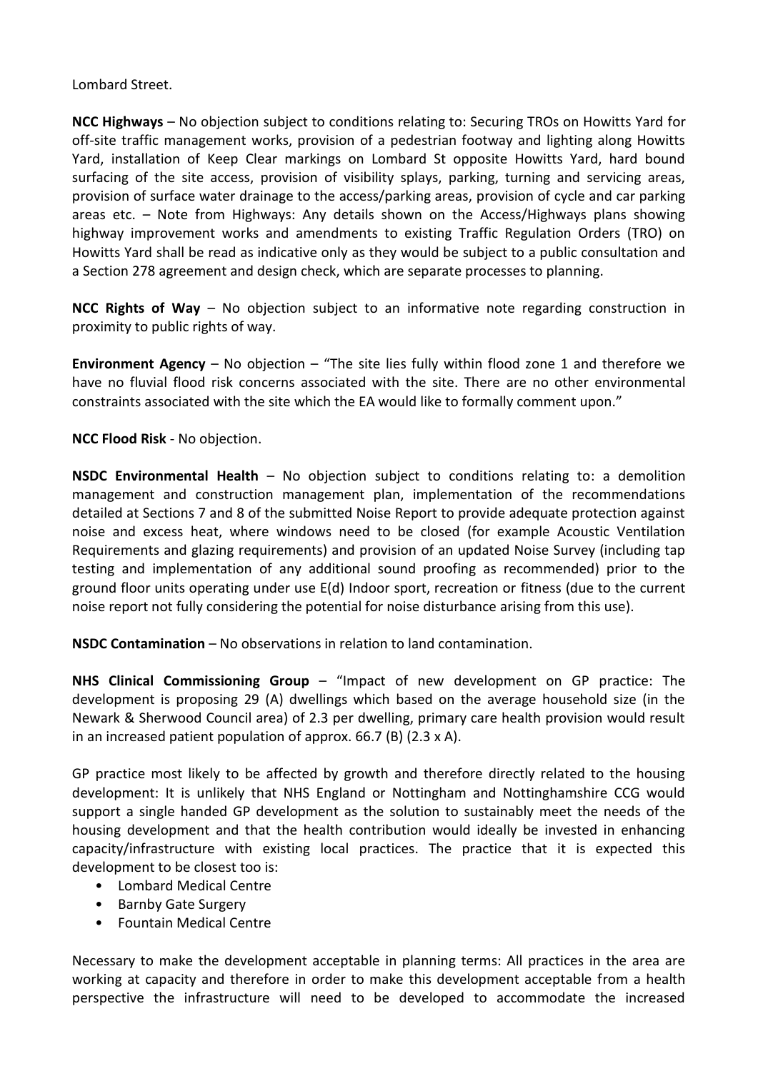Lombard Street.

**NCC Highways** – No objection subject to conditions relating to: Securing TROs on Howitts Yard for off-site traffic management works, provision of a pedestrian footway and lighting along Howitts Yard, installation of Keep Clear markings on Lombard St opposite Howitts Yard, hard bound surfacing of the site access, provision of visibility splays, parking, turning and servicing areas, provision of surface water drainage to the access/parking areas, provision of cycle and car parking areas etc. – Note from Highways: Any details shown on the Access/Highways plans showing highway improvement works and amendments to existing Traffic Regulation Orders (TRO) on Howitts Yard shall be read as indicative only as they would be subject to a public consultation and a Section 278 agreement and design check, which are separate processes to planning.

**NCC Rights of Way** – No objection subject to an informative note regarding construction in proximity to public rights of way.

**Environment Agency** – No objection – "The site lies fully within flood zone 1 and therefore we have no fluvial flood risk concerns associated with the site. There are no other environmental constraints associated with the site which the EA would like to formally comment upon."

**NCC Flood Risk** - No objection.

**NSDC Environmental Health** – No objection subject to conditions relating to: a demolition management and construction management plan, implementation of the recommendations detailed at Sections 7 and 8 of the submitted Noise Report to provide adequate protection against noise and excess heat, where windows need to be closed (for example Acoustic Ventilation Requirements and glazing requirements) and provision of an updated Noise Survey (including tap testing and implementation of any additional sound proofing as recommended) prior to the ground floor units operating under use E(d) Indoor sport, recreation or fitness (due to the current noise report not fully considering the potential for noise disturbance arising from this use).

**NSDC Contamination** – No observations in relation to land contamination.

**NHS Clinical Commissioning Group** – "Impact of new development on GP practice: The development is proposing 29 (A) dwellings which based on the average household size (in the Newark & Sherwood Council area) of 2.3 per dwelling, primary care health provision would result in an increased patient population of approx. 66.7 (B) (2.3 x A).

GP practice most likely to be affected by growth and therefore directly related to the housing development: It is unlikely that NHS England or Nottingham and Nottinghamshire CCG would support a single handed GP development as the solution to sustainably meet the needs of the housing development and that the health contribution would ideally be invested in enhancing capacity/infrastructure with existing local practices. The practice that it is expected this development to be closest too is:

- Lombard Medical Centre
- Barnby Gate Surgery
- Fountain Medical Centre

Necessary to make the development acceptable in planning terms: All practices in the area are working at capacity and therefore in order to make this development acceptable from a health perspective the infrastructure will need to be developed to accommodate the increased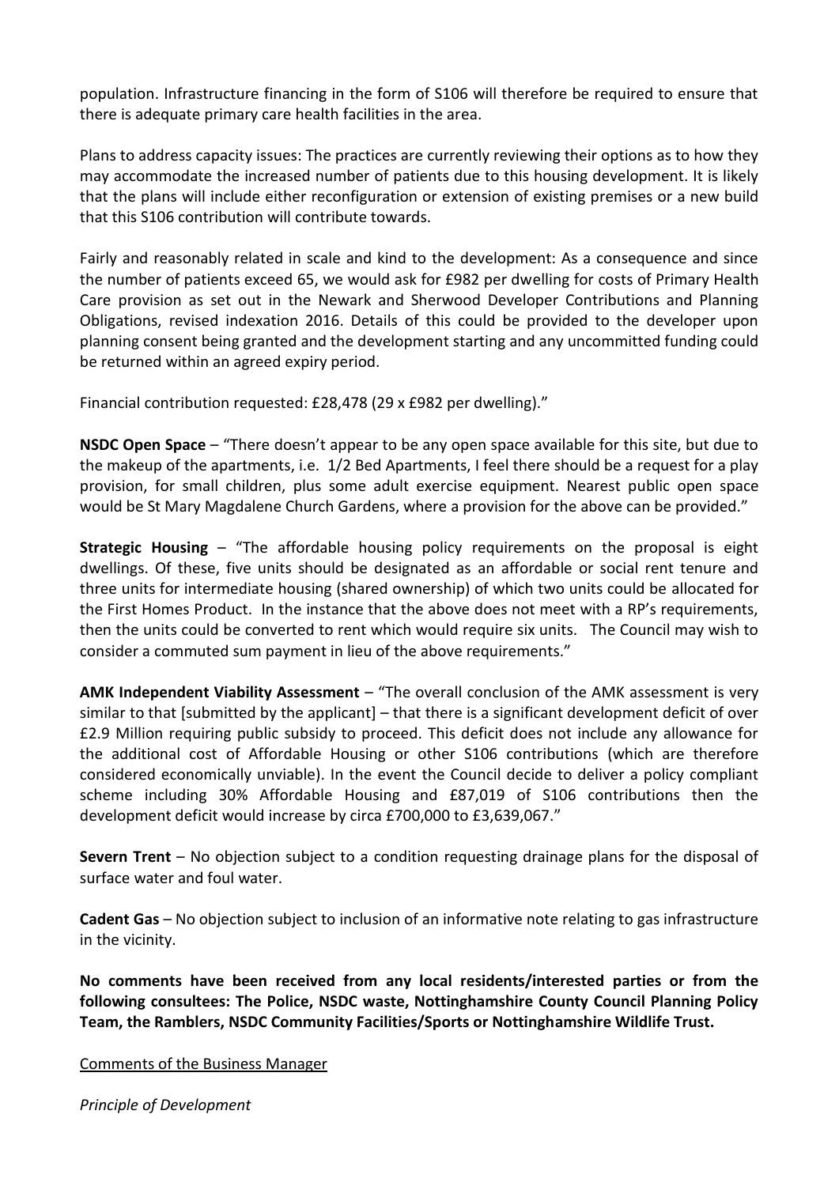population. Infrastructure financing in the form of S106 will therefore be required to ensure that there is adequate primary care health facilities in the area.

Plans to address capacity issues: The practices are currently reviewing their options as to how they may accommodate the increased number of patients due to this housing development. It is likely that the plans will include either reconfiguration or extension of existing premises or a new build that this S106 contribution will contribute towards.

Fairly and reasonably related in scale and kind to the development: As a consequence and since the number of patients exceed 65, we would ask for £982 per dwelling for costs of Primary Health Care provision as set out in the Newark and Sherwood Developer Contributions and Planning Obligations, revised indexation 2016. Details of this could be provided to the developer upon planning consent being granted and the development starting and any uncommitted funding could be returned within an agreed expiry period.

Financial contribution requested: £28,478 (29 x £982 per dwelling)."

**NSDC Open Space** – "There doesn't appear to be any open space available for this site, but due to the makeup of the apartments, i.e. 1/2 Bed Apartments, I feel there should be a request for a play provision, for small children, plus some adult exercise equipment. Nearest public open space would be St Mary Magdalene Church Gardens, where a provision for the above can be provided."

**Strategic Housing** – "The affordable housing policy requirements on the proposal is eight dwellings. Of these, five units should be designated as an affordable or social rent tenure and three units for intermediate housing (shared ownership) of which two units could be allocated for the First Homes Product. In the instance that the above does not meet with a RP's requirements, then the units could be converted to rent which would require six units. The Council may wish to consider a commuted sum payment in lieu of the above requirements."

**AMK Independent Viability Assessment** – "The overall conclusion of the AMK assessment is very similar to that [submitted by the applicant] – that there is a significant development deficit of over £2.9 Million requiring public subsidy to proceed. This deficit does not include any allowance for the additional cost of Affordable Housing or other S106 contributions (which are therefore considered economically unviable). In the event the Council decide to deliver a policy compliant scheme including 30% Affordable Housing and £87,019 of S106 contributions then the development deficit would increase by circa £700,000 to £3,639,067."

**Severn Trent** – No objection subject to a condition requesting drainage plans for the disposal of surface water and foul water.

**Cadent Gas** – No objection subject to inclusion of an informative note relating to gas infrastructure in the vicinity.

**No comments have been received from any local residents/interested parties or from the following consultees: The Police, NSDC waste, Nottinghamshire County Council Planning Policy Team, the Ramblers, NSDC Community Facilities/Sports or Nottinghamshire Wildlife Trust.**

<u>Comments of the Business Manager</u>

*Principle of Development*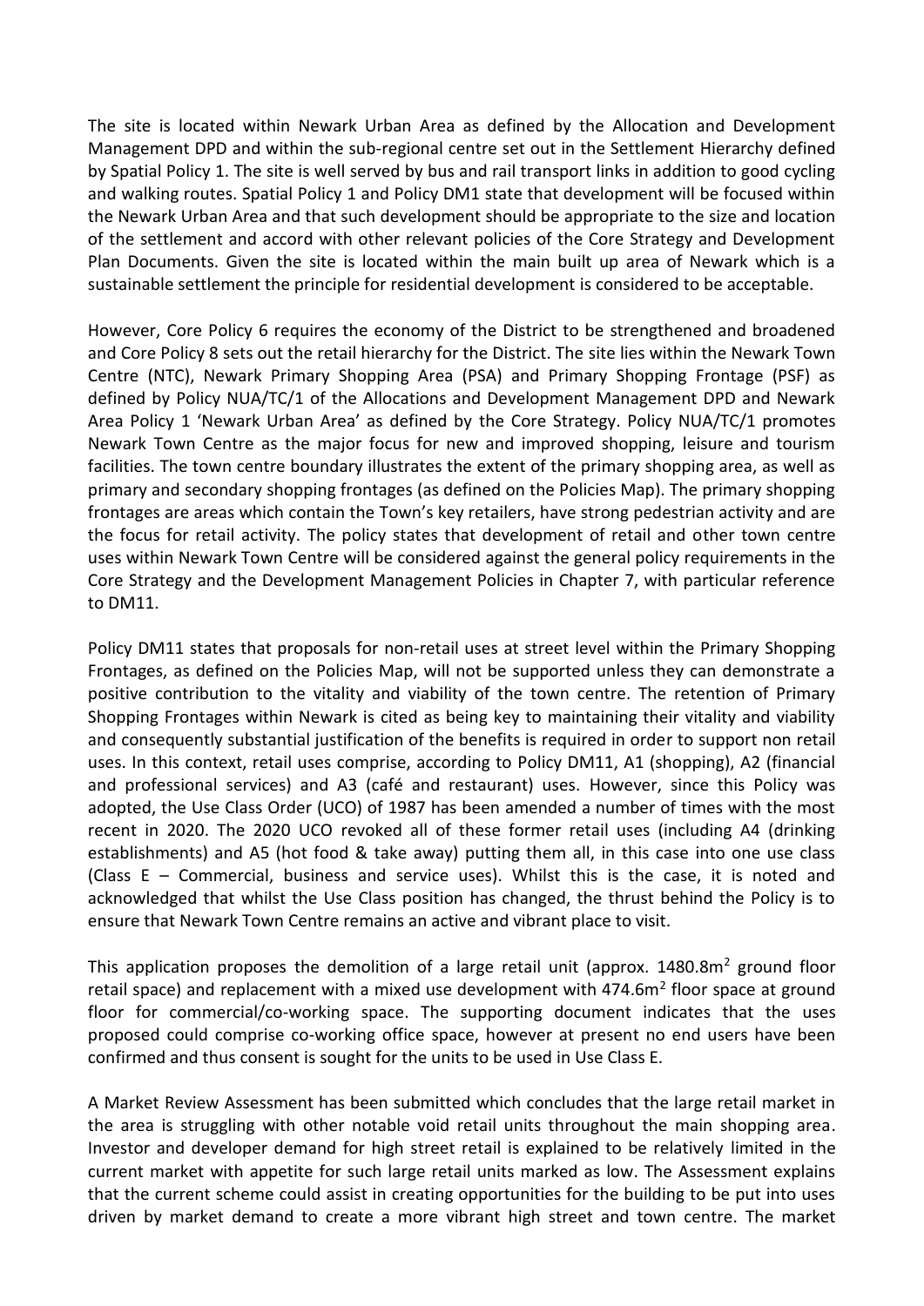The site is located within Newark Urban Area as defined by the Allocation and Development Management DPD and within the sub-regional centre set out in the Settlement Hierarchy defined by Spatial Policy 1. The site is well served by bus and rail transport links in addition to good cycling and walking routes. Spatial Policy 1 and Policy DM1 state that development will be focused within the Newark Urban Area and that such development should be appropriate to the size and location of the settlement and accord with other relevant policies of the Core Strategy and Development Plan Documents. Given the site is located within the main built up area of Newark which is a sustainable settlement the principle for residential development is considered to be acceptable.

However, Core Policy 6 requires the economy of the District to be strengthened and broadened and Core Policy 8 sets out the retail hierarchy for the District. The site lies within the Newark Town Centre (NTC), Newark Primary Shopping Area (PSA) and Primary Shopping Frontage (PSF) as defined by Policy NUA/TC/1 of the Allocations and Development Management DPD and Newark Area Policy 1 'Newark Urban Area' as defined by the Core Strategy. Policy NUA/TC/1 promotes Newark Town Centre as the major focus for new and improved shopping, leisure and tourism facilities. The town centre boundary illustrates the extent of the primary shopping area, as well as primary and secondary shopping frontages (as defined on the Policies Map). The primary shopping frontages are areas which contain the Town's key retailers, have strong pedestrian activity and are the focus for retail activity. The policy states that development of retail and other town centre uses within Newark Town Centre will be considered against the general policy requirements in the Core Strategy and the Development Management Policies in Chapter 7, with particular reference to DM11.

Policy DM11 states that proposals for non-retail uses at street level within the Primary Shopping Frontages, as defined on the Policies Map, will not be supported unless they can demonstrate a positive contribution to the vitality and viability of the town centre. The retention of Primary Shopping Frontages within Newark is cited as being key to maintaining their vitality and viability and consequently substantial justification of the benefits is required in order to support non retail uses. In this context, retail uses comprise, according to Policy DM11, A1 (shopping), A2 (financial and professional services) and A3 (café and restaurant) uses. However, since this Policy was adopted, the Use Class Order (UCO) of 1987 has been amended a number of times with the most recent in 2020. The 2020 UCO revoked all of these former retail uses (including A4 (drinking establishments) and A5 (hot food & take away) putting them all, in this case into one use class (Class E – Commercial, business and service uses). Whilst this is the case, it is noted and acknowledged that whilst the Use Class position has changed, the thrust behind the Policy is to ensure that Newark Town Centre remains an active and vibrant place to visit.

This application proposes the demolition of a large retail unit (approx. 1480.8m$^2$ ground floor retail space) and replacement with a mixed use development with 474.6m$^2$ floor space at ground floor for commercial/co-working space. The supporting document indicates that the uses proposed could comprise co-working office space, however at present no end users have been confirmed and thus consent is sought for the units to be used in Use Class E.

A Market Review Assessment has been submitted which concludes that the large retail market in the area is struggling with other notable void retail units throughout the main shopping area. Investor and developer demand for high street retail is explained to be relatively limited in the current market with appetite for such large retail units marked as low. The Assessment explains that the current scheme could assist in creating opportunities for the building to be put into uses driven by market demand to create a more vibrant high street and town centre. The market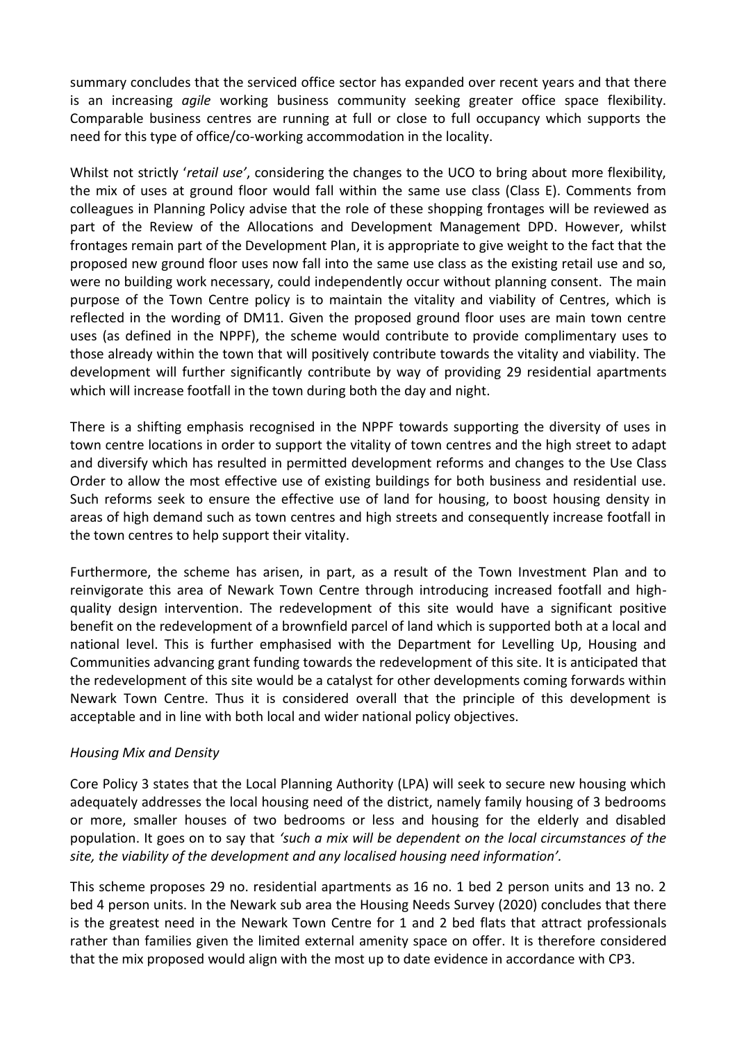summary concludes that the serviced office sector has expanded over recent years and that there is an increasing *agile* working business community seeking greater office space flexibility. Comparable business centres are running at full or close to full occupancy which supports the need for this type of office/co-working accommodation in the locality.

Whilst not strictly '*retail use*', considering the changes to the UCO to bring about more flexibility, the mix of uses at ground floor would fall within the same use class (Class E). Comments from colleagues in Planning Policy advise that the role of these shopping frontages will be reviewed as part of the Review of the Allocations and Development Management DPD. However, whilst frontages remain part of the Development Plan, it is appropriate to give weight to the fact that the proposed new ground floor uses now fall into the same use class as the existing retail use and so, were no building work necessary, could independently occur without planning consent. The main purpose of the Town Centre policy is to maintain the vitality and viability of Centres, which is reflected in the wording of DM11. Given the proposed ground floor uses are main town centre uses (as defined in the NPPF), the scheme would contribute to provide complimentary uses to those already within the town that will positively contribute towards the vitality and viability. The development will further significantly contribute by way of providing 29 residential apartments which will increase footfall in the town during both the day and night.

There is a shifting emphasis recognised in the NPPF towards supporting the diversity of uses in town centre locations in order to support the vitality of town centres and the high street to adapt and diversify which has resulted in permitted development reforms and changes to the Use Class Order to allow the most effective use of existing buildings for both business and residential use. Such reforms seek to ensure the effective use of land for housing, to boost housing density in areas of high demand such as town centres and high streets and consequently increase footfall in the town centres to help support their vitality.

Furthermore, the scheme has arisen, in part, as a result of the Town Investment Plan and to reinvigorate this area of Newark Town Centre through introducing increased footfall and high-quality design intervention. The redevelopment of this site would have a significant positive benefit on the redevelopment of a brownfield parcel of land which is supported both at a local and national level. This is further emphasised with the Department for Levelling Up, Housing and Communities advancing grant funding towards the redevelopment of this site. It is anticipated that the redevelopment of this site would be a catalyst for other developments coming forwards within Newark Town Centre. Thus it is considered overall that the principle of this development is acceptable and in line with both local and wider national policy objectives.

*Housing Mix and Density*

Core Policy 3 states that the Local Planning Authority (LPA) will seek to secure new housing which adequately addresses the local housing need of the district, namely family housing of 3 bedrooms or more, smaller houses of two bedrooms or less and housing for the elderly and disabled population. It goes on to say that *'such a mix will be dependent on the local circumstances of the site, the viability of the development and any localised housing need information'.*

This scheme proposes 29 no. residential apartments as 16 no. 1 bed 2 person units and 13 no. 2 bed 4 person units. In the Newark sub area the Housing Needs Survey (2020) concludes that there is the greatest need in the Newark Town Centre for 1 and 2 bed flats that attract professionals rather than families given the limited external amenity space on offer. It is therefore considered that the mix proposed would align with the most up to date evidence in accordance with CP3.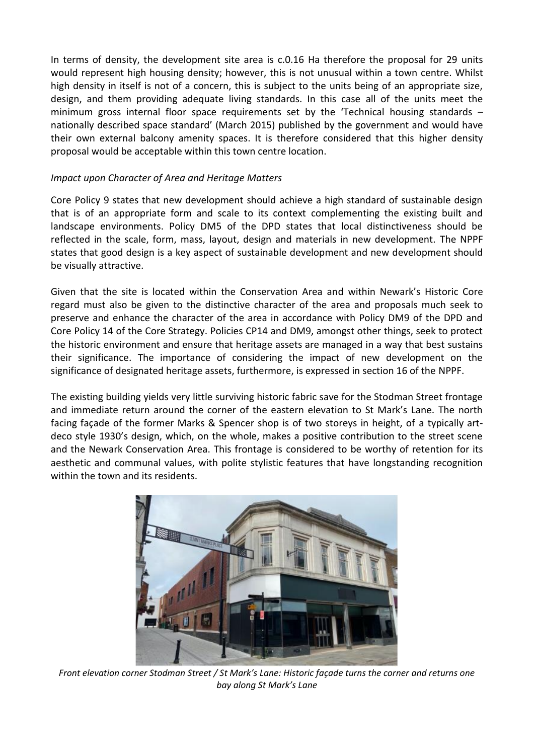In terms of density, the development site area is c.0.16 Ha therefore the proposal for 29 units would represent high housing density; however, this is not unusual within a town centre. Whilst high density in itself is not of a concern, this is subject to the units being of an appropriate size, design, and them providing adequate living standards. In this case all of the units meet the minimum gross internal floor space requirements set by the 'Technical housing standards – nationally described space standard' (March 2015) published by the government and would have their own external balcony amenity spaces. It is therefore considered that this higher density proposal would be acceptable within this town centre location.

*Impact upon Character of Area and Heritage Matters*

Core Policy 9 states that new development should achieve a high standard of sustainable design that is of an appropriate form and scale to its context complementing the existing built and landscape environments. Policy DM5 of the DPD states that local distinctiveness should be reflected in the scale, form, mass, layout, design and materials in new development. The NPPF states that good design is a key aspect of sustainable development and new development should be visually attractive.

Given that the site is located within the Conservation Area and within Newark's Historic Core regard must also be given to the distinctive character of the area and proposals much seek to preserve and enhance the character of the area in accordance with Policy DM9 of the DPD and Core Policy 14 of the Core Strategy. Policies CP14 and DM9, amongst other things, seek to protect the historic environment and ensure that heritage assets are managed in a way that best sustains their significance. The importance of considering the impact of new development on the significance of designated heritage assets, furthermore, is expressed in section 16 of the NPPF.

The existing building yields very little surviving historic fabric save for the Stodman Street frontage and immediate return around the corner of the eastern elevation to St Mark's Lane. The north facing façade of the former Marks & Spencer shop is of two storeys in height, of a typically art-deco style 1930's design, which, on the whole, makes a positive contribution to the street scene and the Newark Conservation Area. This frontage is considered to be worthy of retention for its aesthetic and communal values, with polite stylistic features that have longstanding recognition within the town and its residents.

*Front elevation corner Stodman Street / St Mark's Lane: Historic façade turns the corner and returns one bay along St Mark's Lane*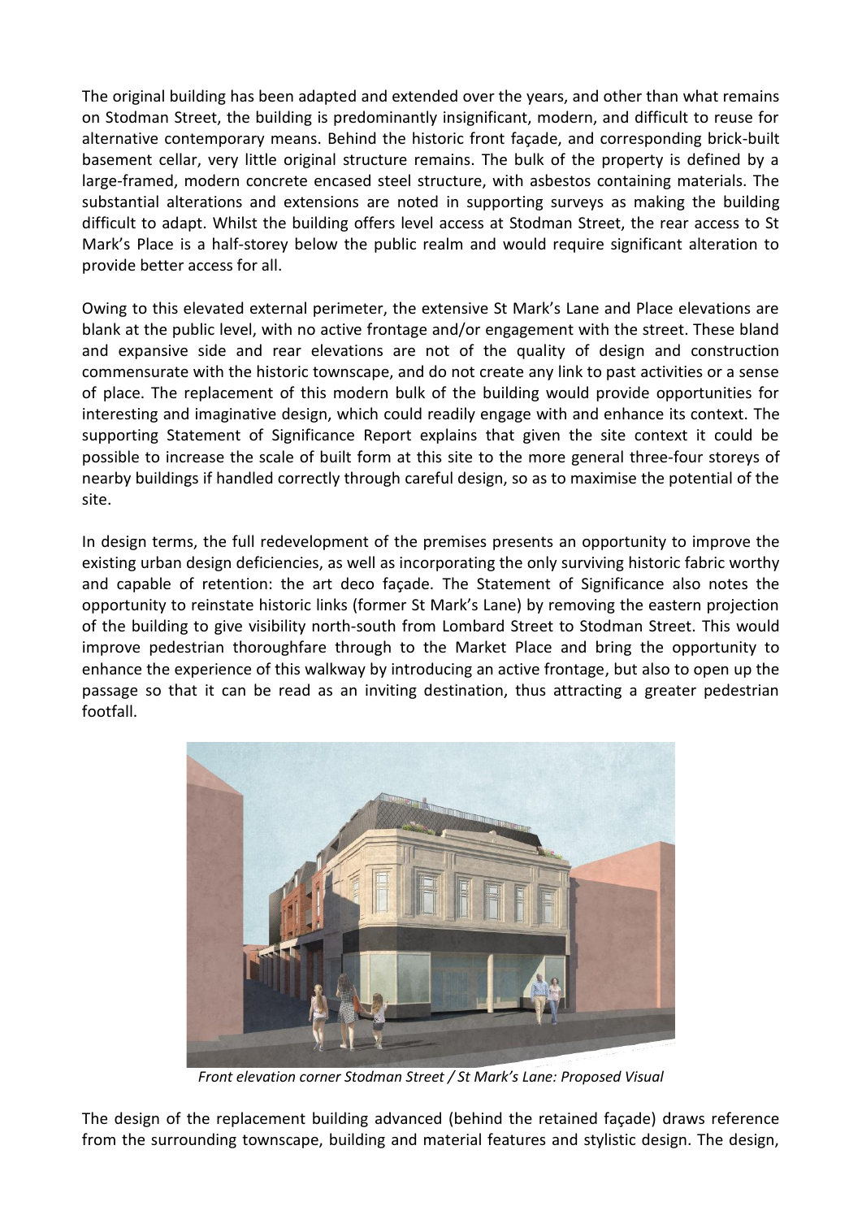The original building has been adapted and extended over the years, and other than what remains on Stodman Street, the building is predominantly insignificant, modern, and difficult to reuse for alternative contemporary means. Behind the historic front façade, and corresponding brick-built basement cellar, very little original structure remains. The bulk of the property is defined by a large-framed, modern concrete encased steel structure, with asbestos containing materials. The substantial alterations and extensions are noted in supporting surveys as making the building difficult to adapt. Whilst the building offers level access at Stodman Street, the rear access to St Mark's Place is a half-storey below the public realm and would require significant alteration to provide better access for all.

Owing to this elevated external perimeter, the extensive St Mark's Lane and Place elevations are blank at the public level, with no active frontage and/or engagement with the street. These bland and expansive side and rear elevations are not of the quality of design and construction commensurate with the historic townscape, and do not create any link to past activities or a sense of place. The replacement of this modern bulk of the building would provide opportunities for interesting and imaginative design, which could readily engage with and enhance its context. The supporting Statement of Significance Report explains that given the site context it could be possible to increase the scale of built form at this site to the more general three-four storeys of nearby buildings if handled correctly through careful design, so as to maximise the potential of the site.

In design terms, the full redevelopment of the premises presents an opportunity to improve the existing urban design deficiencies, as well as incorporating the only surviving historic fabric worthy and capable of retention: the art deco façade. The Statement of Significance also notes the opportunity to reinstate historic links (former St Mark's Lane) by removing the eastern projection of the building to give visibility north-south from Lombard Street to Stodman Street. This would improve pedestrian thoroughfare through to the Market Place and bring the opportunity to enhance the experience of this walkway by introducing an active frontage, but also to open up the passage so that it can be read as an inviting destination, thus attracting a greater pedestrian footfall.

*Front elevation corner Stodman Street / St Mark's Lane: Proposed Visual*

The design of the replacement building advanced (behind the retained façade) draws reference from the surrounding townscape, building and material features and stylistic design. The design,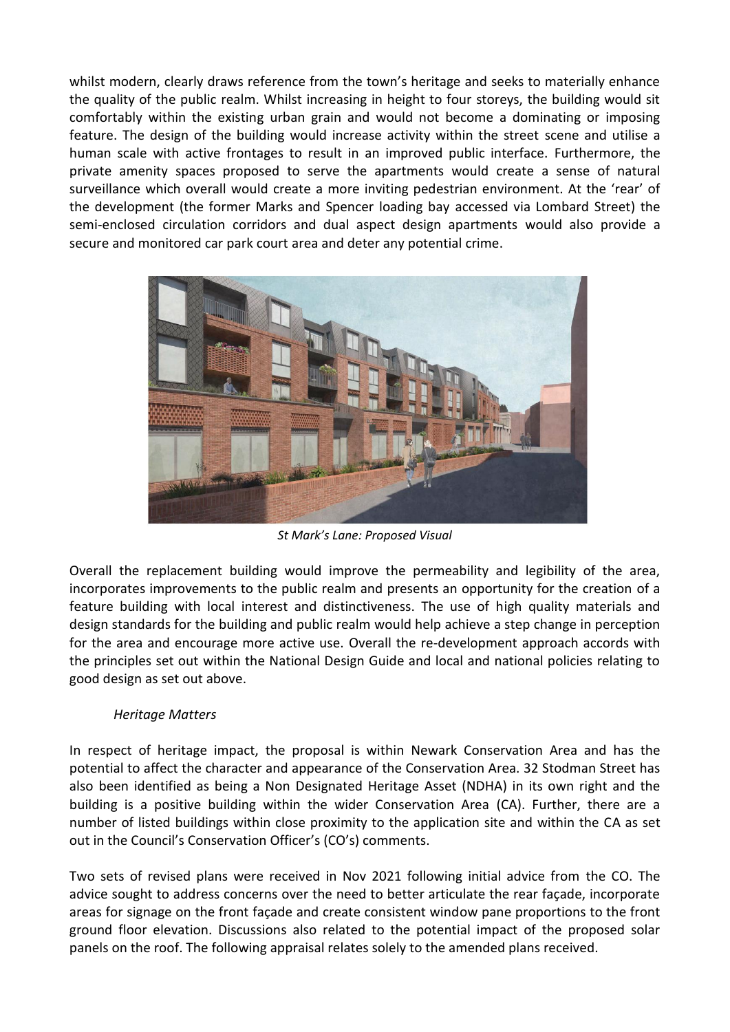whilst modern, clearly draws reference from the town's heritage and seeks to materially enhance the quality of the public realm. Whilst increasing in height to four storeys, the building would sit comfortably within the existing urban grain and would not become a dominating or imposing feature. The design of the building would increase activity within the street scene and utilise a human scale with active frontages to result in an improved public interface. Furthermore, the private amenity spaces proposed to serve the apartments would create a sense of natural surveillance which overall would create a more inviting pedestrian environment. At the 'rear' of the development (the former Marks and Spencer loading bay accessed via Lombard Street) the semi-enclosed circulation corridors and dual aspect design apartments would also provide a secure and monitored car park court area and deter any potential crime.

*St Mark's Lane: Proposed Visual*

Overall the replacement building would improve the permeability and legibility of the area, incorporates improvements to the public realm and presents an opportunity for the creation of a feature building with local interest and distinctiveness. The use of high quality materials and design standards for the building and public realm would help achieve a step change in perception for the area and encourage more active use. Overall the re-development approach accords with the principles set out within the National Design Guide and local and national policies relating to good design as set out above.

*Heritage Matters*

In respect of heritage impact, the proposal is within Newark Conservation Area and has the potential to affect the character and appearance of the Conservation Area. 32 Stodman Street has also been identified as being a Non Designated Heritage Asset (NDHA) in its own right and the building is a positive building within the wider Conservation Area (CA). Further, there are a number of listed buildings within close proximity to the application site and within the CA as set out in the Council's Conservation Officer's (CO's) comments.

Two sets of revised plans were received in Nov 2021 following initial advice from the CO. The advice sought to address concerns over the need to better articulate the rear façade, incorporate areas for signage on the front façade and create consistent window pane proportions to the front ground floor elevation. Discussions also related to the potential impact of the proposed solar panels on the roof. The following appraisal relates solely to the amended plans received.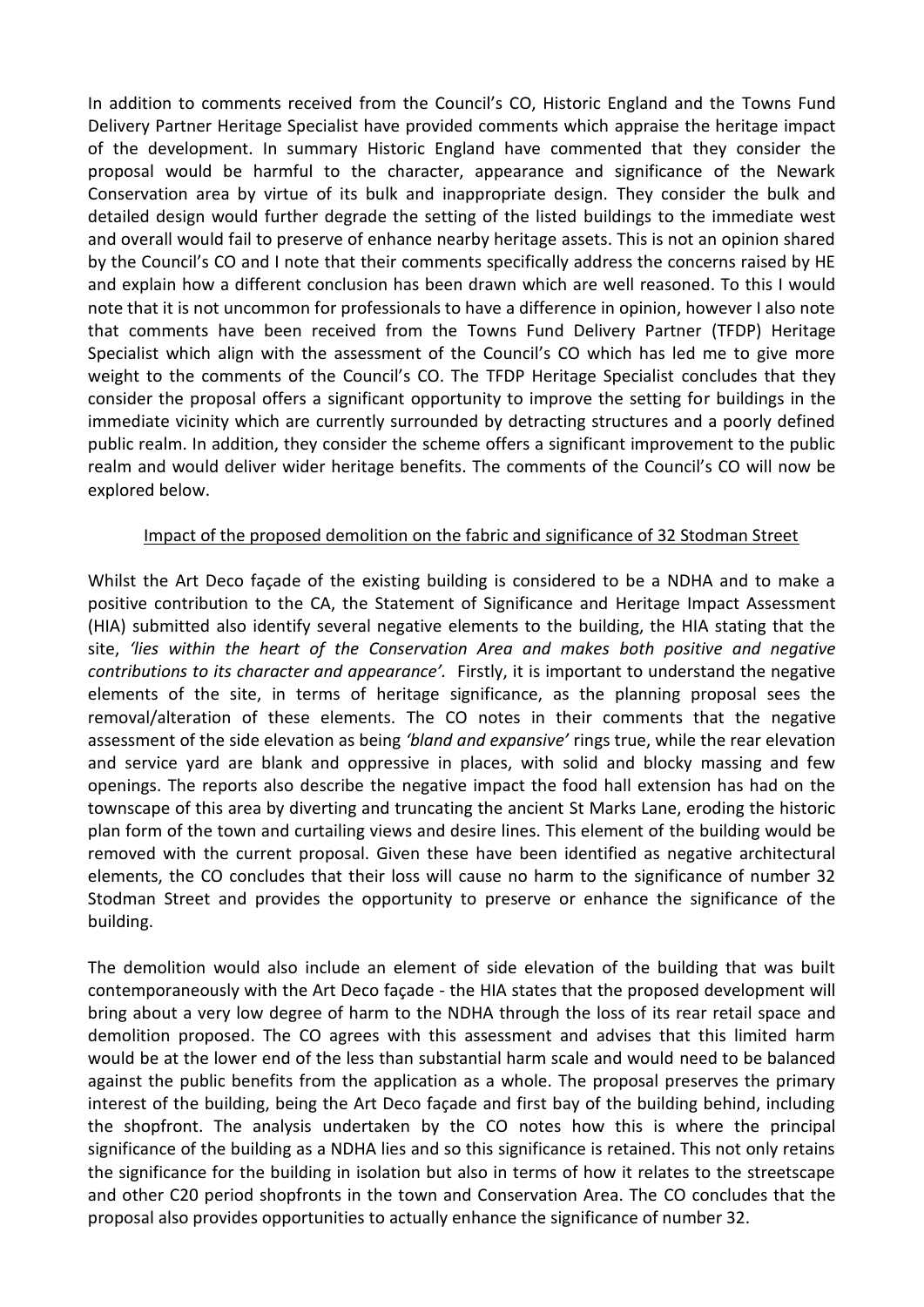In addition to comments received from the Council's CO, Historic England and the Towns Fund Delivery Partner Heritage Specialist have provided comments which appraise the heritage impact of the development. In summary Historic England have commented that they consider the proposal would be harmful to the character, appearance and significance of the Newark Conservation area by virtue of its bulk and inappropriate design. They consider the bulk and detailed design would further degrade the setting of the listed buildings to the immediate west and overall would fail to preserve of enhance nearby heritage assets. This is not an opinion shared by the Council's CO and I note that their comments specifically address the concerns raised by HE and explain how a different conclusion has been drawn which are well reasoned. To this I would note that it is not uncommon for professionals to have a difference in opinion, however I also note that comments have been received from the Towns Fund Delivery Partner (TFDP) Heritage Specialist which align with the assessment of the Council's CO which has led me to give more weight to the comments of the Council's CO. The TFDP Heritage Specialist concludes that they consider the proposal offers a significant opportunity to improve the setting for buildings in the immediate vicinity which are currently surrounded by detracting structures and a poorly defined public realm. In addition, they consider the scheme offers a significant improvement to the public realm and would deliver wider heritage benefits. The comments of the Council's CO will now be explored below.

<u>Impact of the proposed demolition on the fabric and significance of 32 Stodman Street</u>

Whilst the Art Deco façade of the existing building is considered to be a NDHA and to make a positive contribution to the CA, the Statement of Significance and Heritage Impact Assessment (HIA) submitted also identify several negative elements to the building, the HIA stating that the site, *'lies within the heart of the Conservation Area and makes both positive and negative contributions to its character and appearance'*. Firstly, it is important to understand the negative elements of the site, in terms of heritage significance, as the planning proposal sees the removal/alteration of these elements. The CO notes in their comments that the negative assessment of the side elevation as being *'bland and expansive'* rings true, while the rear elevation and service yard are blank and oppressive in places, with solid and blocky massing and few openings. The reports also describe the negative impact the food hall extension has had on the townscape of this area by diverting and truncating the ancient St Marks Lane, eroding the historic plan form of the town and curtailing views and desire lines. This element of the building would be removed with the current proposal. Given these have been identified as negative architectural elements, the CO concludes that their loss will cause no harm to the significance of number 32 Stodman Street and provides the opportunity to preserve or enhance the significance of the building.

The demolition would also include an element of side elevation of the building that was built contemporaneously with the Art Deco façade - the HIA states that the proposed development will bring about a very low degree of harm to the NDHA through the loss of its rear retail space and demolition proposed. The CO agrees with this assessment and advises that this limited harm would be at the lower end of the less than substantial harm scale and would need to be balanced against the public benefits from the application as a whole. The proposal preserves the primary interest of the building, being the Art Deco façade and first bay of the building behind, including the shopfront. The analysis undertaken by the CO notes how this is where the principal significance of the building as a NDHA lies and so this significance is retained. This not only retains the significance for the building in isolation but also in terms of how it relates to the streetscape and other C20 period shopfronts in the town and Conservation Area. The CO concludes that the proposal also provides opportunities to actually enhance the significance of number 32.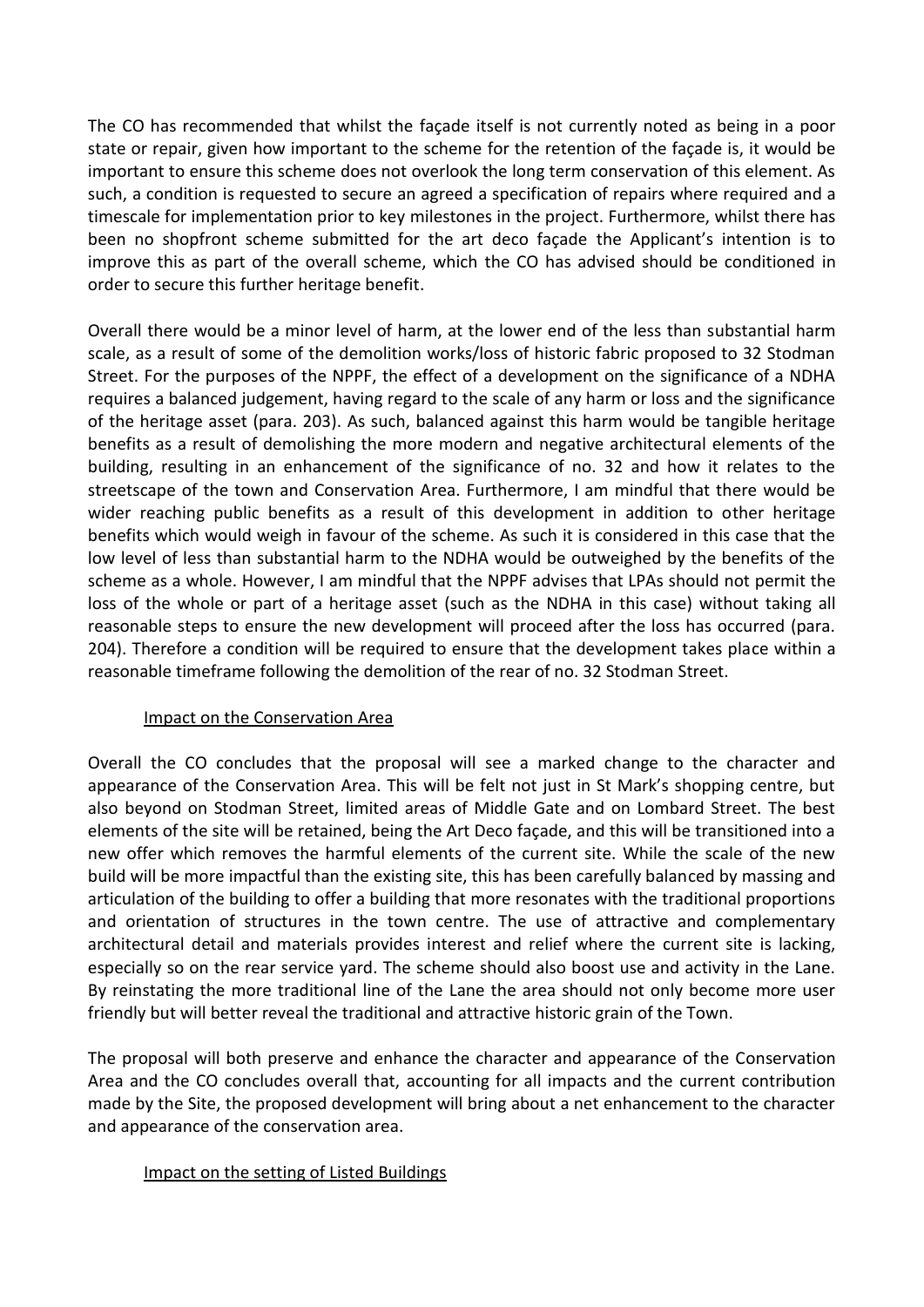The CO has recommended that whilst the façade itself is not currently noted as being in a poor state or repair, given how important to the scheme for the retention of the façade is, it would be important to ensure this scheme does not overlook the long term conservation of this element. As such, a condition is requested to secure an agreed a specification of repairs where required and a timescale for implementation prior to key milestones in the project. Furthermore, whilst there has been no shopfront scheme submitted for the art deco façade the Applicant's intention is to improve this as part of the overall scheme, which the CO has advised should be conditioned in order to secure this further heritage benefit.

Overall there would be a minor level of harm, at the lower end of the less than substantial harm scale, as a result of some of the demolition works/loss of historic fabric proposed to 32 Stodman Street. For the purposes of the NPPF, the effect of a development on the significance of a NDHA requires a balanced judgement, having regard to the scale of any harm or loss and the significance of the heritage asset (para. 203). As such, balanced against this harm would be tangible heritage benefits as a result of demolishing the more modern and negative architectural elements of the building, resulting in an enhancement of the significance of no. 32 and how it relates to the streetscape of the town and Conservation Area. Furthermore, I am mindful that there would be wider reaching public benefits as a result of this development in addition to other heritage benefits which would weigh in favour of the scheme. As such it is considered in this case that the low level of less than substantial harm to the NDHA would be outweighed by the benefits of the scheme as a whole. However, I am mindful that the NPPF advises that LPAs should not permit the loss of the whole or part of a heritage asset (such as the NDHA in this case) without taking all reasonable steps to ensure the new development will proceed after the loss has occurred (para. 204). Therefore a condition will be required to ensure that the development takes place within a reasonable timeframe following the demolition of the rear of no. 32 Stodman Street.

<u>Impact on the Conservation Area</u>

Overall the CO concludes that the proposal will see a marked change to the character and appearance of the Conservation Area. This will be felt not just in St Mark's shopping centre, but also beyond on Stodman Street, limited areas of Middle Gate and on Lombard Street. The best elements of the site will be retained, being the Art Deco façade, and this will be transitioned into a new offer which removes the harmful elements of the current site. While the scale of the new build will be more impactful than the existing site, this has been carefully balanced by massing and articulation of the building to offer a building that more resonates with the traditional proportions and orientation of structures in the town centre. The use of attractive and complementary architectural detail and materials provides interest and relief where the current site is lacking, especially so on the rear service yard. The scheme should also boost use and activity in the Lane. By reinstating the more traditional line of the Lane the area should not only become more user friendly but will better reveal the traditional and attractive historic grain of the Town.

The proposal will both preserve and enhance the character and appearance of the Conservation Area and the CO concludes overall that, accounting for all impacts and the current contribution made by the Site, the proposed development will bring about a net enhancement to the character and appearance of the conservation area.

<u>Impact on the setting of Listed Buildings</u>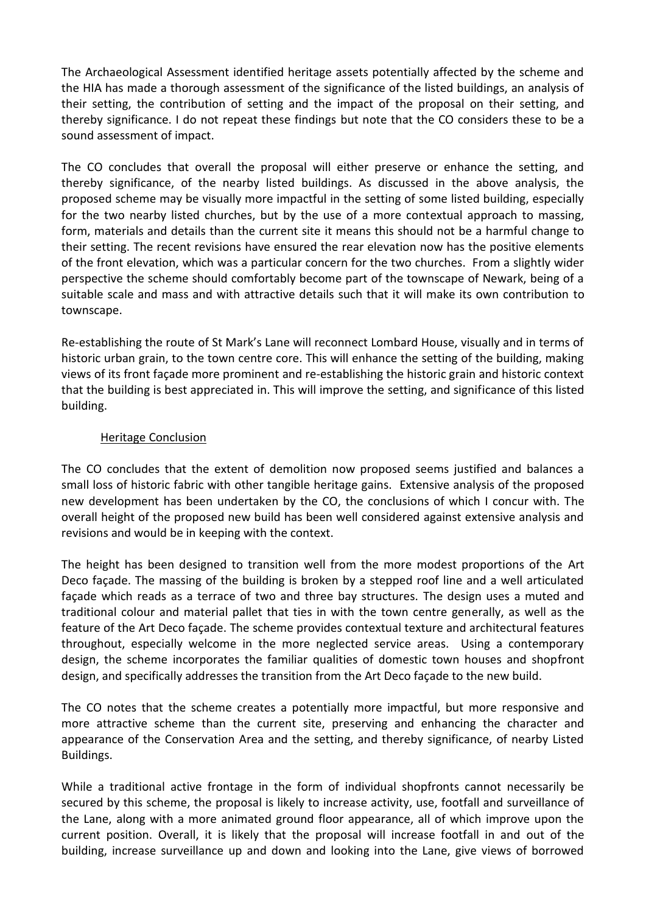The Archaeological Assessment identified heritage assets potentially affected by the scheme and the HIA has made a thorough assessment of the significance of the listed buildings, an analysis of their setting, the contribution of setting and the impact of the proposal on their setting, and thereby significance. I do not repeat these findings but note that the CO considers these to be a sound assessment of impact.

The CO concludes that overall the proposal will either preserve or enhance the setting, and thereby significance, of the nearby listed buildings. As discussed in the above analysis, the proposed scheme may be visually more impactful in the setting of some listed building, especially for the two nearby listed churches, but by the use of a more contextual approach to massing, form, materials and details than the current site it means this should not be a harmful change to their setting. The recent revisions have ensured the rear elevation now has the positive elements of the front elevation, which was a particular concern for the two churches. From a slightly wider perspective the scheme should comfortably become part of the townscape of Newark, being of a suitable scale and mass and with attractive details such that it will make its own contribution to townscape.

Re-establishing the route of St Mark's Lane will reconnect Lombard House, visually and in terms of historic urban grain, to the town centre core. This will enhance the setting of the building, making views of its front façade more prominent and re-establishing the historic grain and historic context that the building is best appreciated in. This will improve the setting, and significance of this listed building.

<u>Heritage Conclusion</u>

The CO concludes that the extent of demolition now proposed seems justified and balances a small loss of historic fabric with other tangible heritage gains. Extensive analysis of the proposed new development has been undertaken by the CO, the conclusions of which I concur with. The overall height of the proposed new build has been well considered against extensive analysis and revisions and would be in keeping with the context.

The height has been designed to transition well from the more modest proportions of the Art Deco façade. The massing of the building is broken by a stepped roof line and a well articulated façade which reads as a terrace of two and three bay structures. The design uses a muted and traditional colour and material pallet that ties in with the town centre generally, as well as the feature of the Art Deco façade. The scheme provides contextual texture and architectural features throughout, especially welcome in the more neglected service areas. Using a contemporary design, the scheme incorporates the familiar qualities of domestic town houses and shopfront design, and specifically addresses the transition from the Art Deco façade to the new build.

The CO notes that the scheme creates a potentially more impactful, but more responsive and more attractive scheme than the current site, preserving and enhancing the character and appearance of the Conservation Area and the setting, and thereby significance, of nearby Listed Buildings.

While a traditional active frontage in the form of individual shopfronts cannot necessarily be secured by this scheme, the proposal is likely to increase activity, use, footfall and surveillance of the Lane, along with a more animated ground floor appearance, all of which improve upon the current position. Overall, it is likely that the proposal will increase footfall in and out of the building, increase surveillance up and down and looking into the Lane, give views of borrowed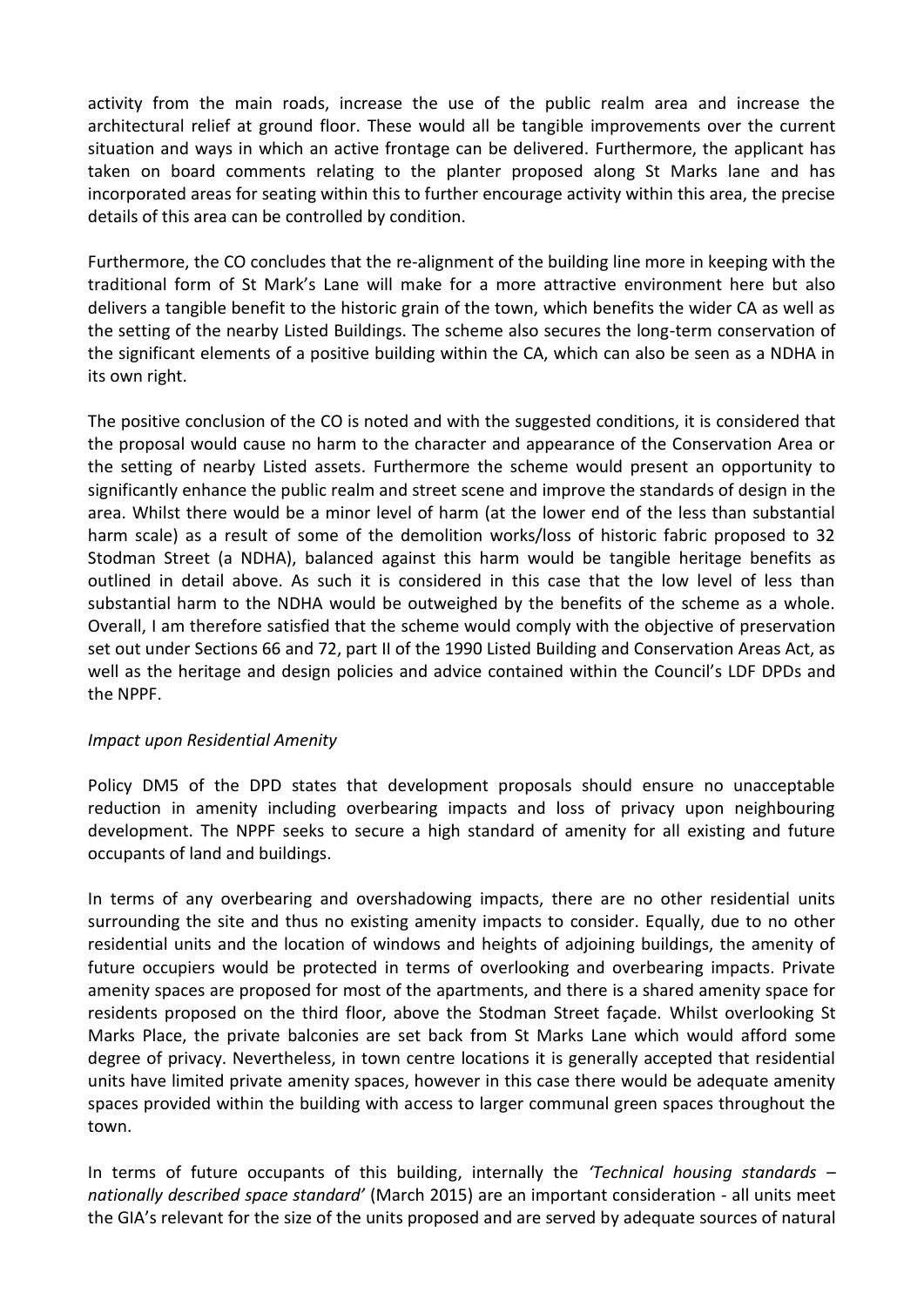activity from the main roads, increase the use of the public realm area and increase the architectural relief at ground floor. These would all be tangible improvements over the current situation and ways in which an active frontage can be delivered. Furthermore, the applicant has taken on board comments relating to the planter proposed along St Marks lane and has incorporated areas for seating within this to further encourage activity within this area, the precise details of this area can be controlled by condition.

Furthermore, the CO concludes that the re-alignment of the building line more in keeping with the traditional form of St Mark's Lane will make for a more attractive environment here but also delivers a tangible benefit to the historic grain of the town, which benefits the wider CA as well as the setting of the nearby Listed Buildings. The scheme also secures the long-term conservation of the significant elements of a positive building within the CA, which can also be seen as a NDHA in its own right.

The positive conclusion of the CO is noted and with the suggested conditions, it is considered that the proposal would cause no harm to the character and appearance of the Conservation Area or the setting of nearby Listed assets. Furthermore the scheme would present an opportunity to significantly enhance the public realm and street scene and improve the standards of design in the area. Whilst there would be a minor level of harm (at the lower end of the less than substantial harm scale) as a result of some of the demolition works/loss of historic fabric proposed to 32 Stodman Street (a NDHA), balanced against this harm would be tangible heritage benefits as outlined in detail above. As such it is considered in this case that the low level of less than substantial harm to the NDHA would be outweighed by the benefits of the scheme as a whole. Overall, I am therefore satisfied that the scheme would comply with the objective of preservation set out under Sections 66 and 72, part II of the 1990 Listed Building and Conservation Areas Act, as well as the heritage and design policies and advice contained within the Council's LDF DPDs and the NPPF.

*Impact upon Residential Amenity*

Policy DM5 of the DPD states that development proposals should ensure no unacceptable reduction in amenity including overbearing impacts and loss of privacy upon neighbouring development. The NPPF seeks to secure a high standard of amenity for all existing and future occupants of land and buildings.

In terms of any overbearing and overshadowing impacts, there are no other residential units surrounding the site and thus no existing amenity impacts to consider. Equally, due to no other residential units and the location of windows and heights of adjoining buildings, the amenity of future occupiers would be protected in terms of overlooking and overbearing impacts. Private amenity spaces are proposed for most of the apartments, and there is a shared amenity space for residents proposed on the third floor, above the Stodman Street façade. Whilst overlooking St Marks Place, the private balconies are set back from St Marks Lane which would afford some degree of privacy. Nevertheless, in town centre locations it is generally accepted that residential units have limited private amenity spaces, however in this case there would be adequate amenity spaces provided within the building with access to larger communal green spaces throughout the town.

In terms of future occupants of this building, internally the *'Technical housing standards – nationally described space standard'* (March 2015) are an important consideration - all units meet the GIA's relevant for the size of the units proposed and are served by adequate sources of natural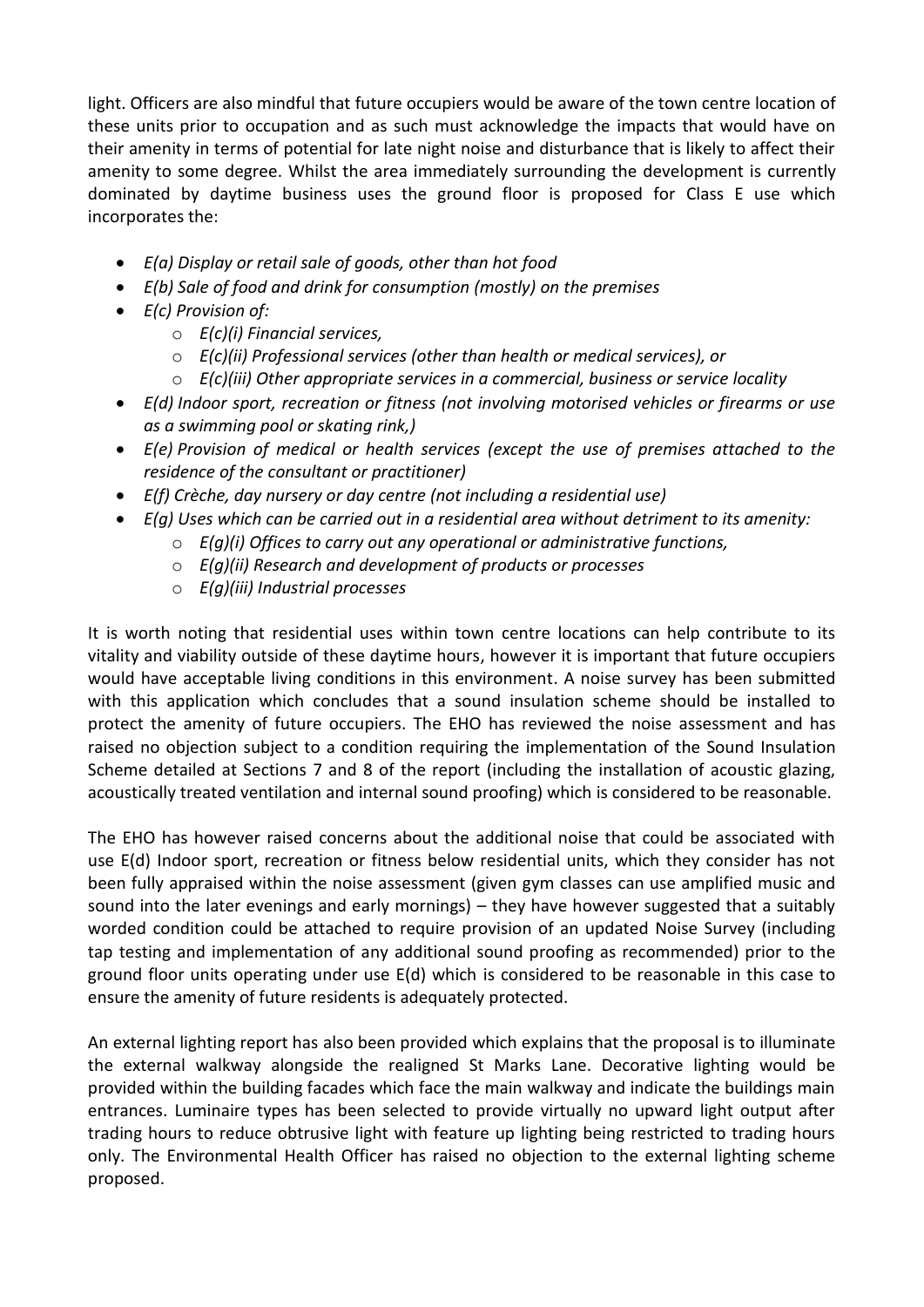light. Officers are also mindful that future occupiers would be aware of the town centre location of these units prior to occupation and as such must acknowledge the impacts that would have on their amenity in terms of potential for late night noise and disturbance that is likely to affect their amenity to some degree. Whilst the area immediately surrounding the development is currently dominated by daytime business uses the ground floor is proposed for Class E use which incorporates the:

- *E(a) Display or retail sale of goods, other than hot food*
- *E(b) Sale of food and drink for consumption (mostly) on the premises*
- *E(c) Provision of:*
  - *E(c)(i) Financial services,*
  - *E(c)(ii) Professional services (other than health or medical services), or*
  - *E(c)(iii) Other appropriate services in a commercial, business or service locality*
- *E(d) Indoor sport, recreation or fitness (not involving motorised vehicles or firearms or use as a swimming pool or skating rink,)*
- *E(e) Provision of medical or health services (except the use of premises attached to the residence of the consultant or practitioner)*
- *E(f) Crèche, day nursery or day centre (not including a residential use)*
- *E(g) Uses which can be carried out in a residential area without detriment to its amenity:*
  - *E(g)(i) Offices to carry out any operational or administrative functions,*
  - *E(g)(ii) Research and development of products or processes*
  - *E(g)(iii) Industrial processes*

It is worth noting that residential uses within town centre locations can help contribute to its vitality and viability outside of these daytime hours, however it is important that future occupiers would have acceptable living conditions in this environment. A noise survey has been submitted with this application which concludes that a sound insulation scheme should be installed to protect the amenity of future occupiers. The EHO has reviewed the noise assessment and has raised no objection subject to a condition requiring the implementation of the Sound Insulation Scheme detailed at Sections 7 and 8 of the report (including the installation of acoustic glazing, acoustically treated ventilation and internal sound proofing) which is considered to be reasonable.

The EHO has however raised concerns about the additional noise that could be associated with use E(d) Indoor sport, recreation or fitness below residential units, which they consider has not been fully appraised within the noise assessment (given gym classes can use amplified music and sound into the later evenings and early mornings) – they have however suggested that a suitably worded condition could be attached to require provision of an updated Noise Survey (including tap testing and implementation of any additional sound proofing as recommended) prior to the ground floor units operating under use E(d) which is considered to be reasonable in this case to ensure the amenity of future residents is adequately protected.

An external lighting report has also been provided which explains that the proposal is to illuminate the external walkway alongside the realigned St Marks Lane. Decorative lighting would be provided within the building facades which face the main walkway and indicate the buildings main entrances. Luminaire types has been selected to provide virtually no upward light output after trading hours to reduce obtrusive light with feature up lighting being restricted to trading hours only. The Environmental Health Officer has raised no objection to the external lighting scheme proposed.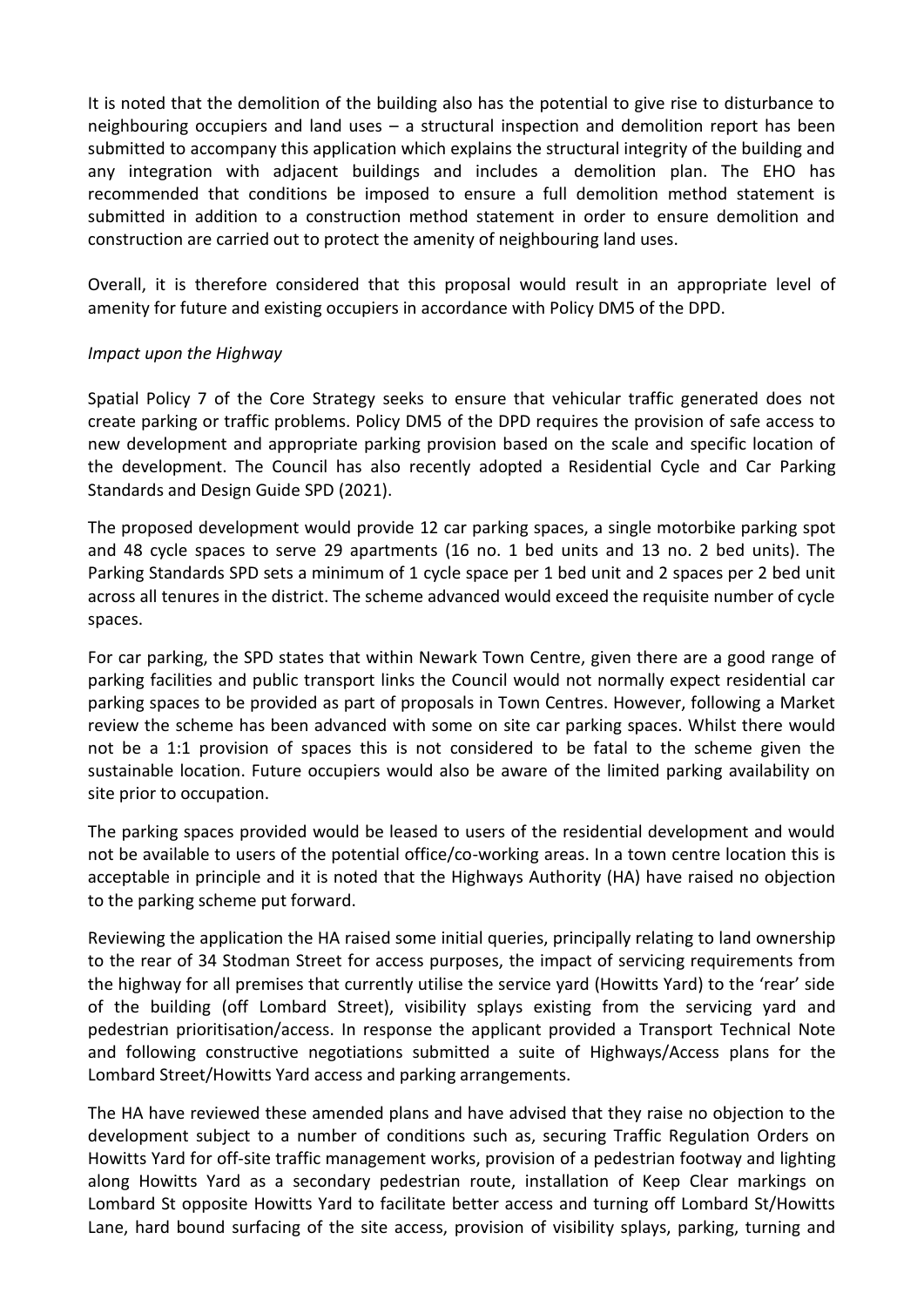It is noted that the demolition of the building also has the potential to give rise to disturbance to neighbouring occupiers and land uses – a structural inspection and demolition report has been submitted to accompany this application which explains the structural integrity of the building and any integration with adjacent buildings and includes a demolition plan. The EHO has recommended that conditions be imposed to ensure a full demolition method statement is submitted in addition to a construction method statement in order to ensure demolition and construction are carried out to protect the amenity of neighbouring land uses.

Overall, it is therefore considered that this proposal would result in an appropriate level of amenity for future and existing occupiers in accordance with Policy DM5 of the DPD.

*Impact upon the Highway*

Spatial Policy 7 of the Core Strategy seeks to ensure that vehicular traffic generated does not create parking or traffic problems. Policy DM5 of the DPD requires the provision of safe access to new development and appropriate parking provision based on the scale and specific location of the development. The Council has also recently adopted a Residential Cycle and Car Parking Standards and Design Guide SPD (2021).

The proposed development would provide 12 car parking spaces, a single motorbike parking spot and 48 cycle spaces to serve 29 apartments (16 no. 1 bed units and 13 no. 2 bed units). The Parking Standards SPD sets a minimum of 1 cycle space per 1 bed unit and 2 spaces per 2 bed unit across all tenures in the district. The scheme advanced would exceed the requisite number of cycle spaces.

For car parking, the SPD states that within Newark Town Centre, given there are a good range of parking facilities and public transport links the Council would not normally expect residential car parking spaces to be provided as part of proposals in Town Centres. However, following a Market review the scheme has been advanced with some on site car parking spaces. Whilst there would not be a 1:1 provision of spaces this is not considered to be fatal to the scheme given the sustainable location. Future occupiers would also be aware of the limited parking availability on site prior to occupation.

The parking spaces provided would be leased to users of the residential development and would not be available to users of the potential office/co-working areas. In a town centre location this is acceptable in principle and it is noted that the Highways Authority (HA) have raised no objection to the parking scheme put forward.

Reviewing the application the HA raised some initial queries, principally relating to land ownership to the rear of 34 Stodman Street for access purposes, the impact of servicing requirements from the highway for all premises that currently utilise the service yard (Howitts Yard) to the 'rear' side of the building (off Lombard Street), visibility splays existing from the servicing yard and pedestrian prioritisation/access. In response the applicant provided a Transport Technical Note and following constructive negotiations submitted a suite of Highways/Access plans for the Lombard Street/Howitts Yard access and parking arrangements.

The HA have reviewed these amended plans and have advised that they raise no objection to the development subject to a number of conditions such as, securing Traffic Regulation Orders on Howitts Yard for off-site traffic management works, provision of a pedestrian footway and lighting along Howitts Yard as a secondary pedestrian route, installation of Keep Clear markings on Lombard St opposite Howitts Yard to facilitate better access and turning off Lombard St/Howitts Lane, hard bound surfacing of the site access, provision of visibility splays, parking, turning and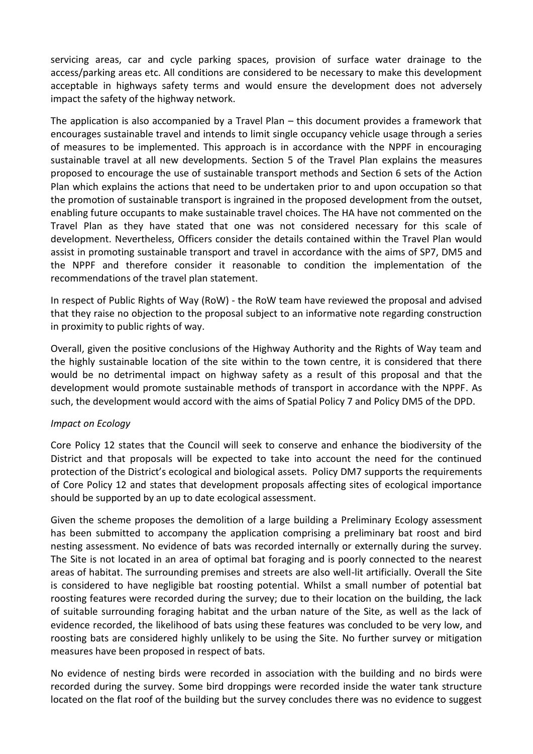servicing areas, car and cycle parking spaces, provision of surface water drainage to the access/parking areas etc. All conditions are considered to be necessary to make this development acceptable in highways safety terms and would ensure the development does not adversely impact the safety of the highway network.

The application is also accompanied by a Travel Plan – this document provides a framework that encourages sustainable travel and intends to limit single occupancy vehicle usage through a series of measures to be implemented. This approach is in accordance with the NPPF in encouraging sustainable travel at all new developments. Section 5 of the Travel Plan explains the measures proposed to encourage the use of sustainable transport methods and Section 6 sets of the Action Plan which explains the actions that need to be undertaken prior to and upon occupation so that the promotion of sustainable transport is ingrained in the proposed development from the outset, enabling future occupants to make sustainable travel choices. The HA have not commented on the Travel Plan as they have stated that one was not considered necessary for this scale of development. Nevertheless, Officers consider the details contained within the Travel Plan would assist in promoting sustainable transport and travel in accordance with the aims of SP7, DM5 and the NPPF and therefore consider it reasonable to condition the implementation of the recommendations of the travel plan statement.

In respect of Public Rights of Way (RoW) - the RoW team have reviewed the proposal and advised that they raise no objection to the proposal subject to an informative note regarding construction in proximity to public rights of way.

Overall, given the positive conclusions of the Highway Authority and the Rights of Way team and the highly sustainable location of the site within to the town centre, it is considered that there would be no detrimental impact on highway safety as a result of this proposal and that the development would promote sustainable methods of transport in accordance with the NPPF. As such, the development would accord with the aims of Spatial Policy 7 and Policy DM5 of the DPD.

*Impact on Ecology*

Core Policy 12 states that the Council will seek to conserve and enhance the biodiversity of the District and that proposals will be expected to take into account the need for the continued protection of the District's ecological and biological assets. Policy DM7 supports the requirements of Core Policy 12 and states that development proposals affecting sites of ecological importance should be supported by an up to date ecological assessment.

Given the scheme proposes the demolition of a large building a Preliminary Ecology assessment has been submitted to accompany the application comprising a preliminary bat roost and bird nesting assessment. No evidence of bats was recorded internally or externally during the survey. The Site is not located in an area of optimal bat foraging and is poorly connected to the nearest areas of habitat. The surrounding premises and streets are also well-lit artificially. Overall the Site is considered to have negligible bat roosting potential. Whilst a small number of potential bat roosting features were recorded during the survey; due to their location on the building, the lack of suitable surrounding foraging habitat and the urban nature of the Site, as well as the lack of evidence recorded, the likelihood of bats using these features was concluded to be very low, and roosting bats are considered highly unlikely to be using the Site. No further survey or mitigation measures have been proposed in respect of bats.

No evidence of nesting birds were recorded in association with the building and no birds were recorded during the survey. Some bird droppings were recorded inside the water tank structure located on the flat roof of the building but the survey concludes there was no evidence to suggest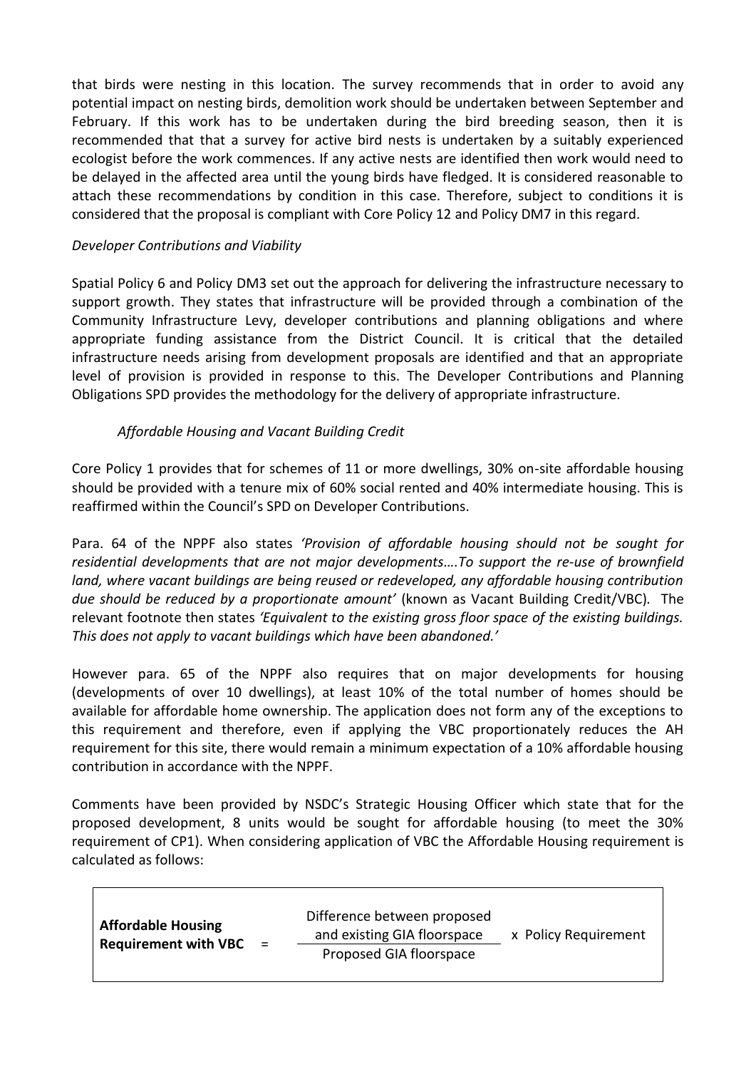that birds were nesting in this location. The survey recommends that in order to avoid any potential impact on nesting birds, demolition work should be undertaken between September and February. If this work has to be undertaken during the bird breeding season, then it is recommended that that a survey for active bird nests is undertaken by a suitably experienced ecologist before the work commences. If any active nests are identified then work would need to be delayed in the affected area until the young birds have fledged. It is considered reasonable to attach these recommendations by condition in this case. Therefore, subject to conditions it is considered that the proposal is compliant with Core Policy 12 and Policy DM7 in this regard.

*Developer Contributions and Viability*

Spatial Policy 6 and Policy DM3 set out the approach for delivering the infrastructure necessary to support growth. They states that infrastructure will be provided through a combination of the Community Infrastructure Levy, developer contributions and planning obligations and where appropriate funding assistance from the District Council. It is critical that the detailed infrastructure needs arising from development proposals are identified and that an appropriate level of provision is provided in response to this. The Developer Contributions and Planning Obligations SPD provides the methodology for the delivery of appropriate infrastructure.

*Affordable Housing and Vacant Building Credit*

Core Policy 1 provides that for schemes of 11 or more dwellings, 30% on-site affordable housing should be provided with a tenure mix of 60% social rented and 40% intermediate housing. This is reaffirmed within the Council's SPD on Developer Contributions.

Para. 64 of the NPPF also states *'Provision of affordable housing should not be sought for residential developments that are not major developments….To support the re-use of brownfield land, where vacant buildings are being reused or redeveloped, any affordable housing contribution due should be reduced by a proportionate amount'* (known as Vacant Building Credit/VBC). The relevant footnote then states *'Equivalent to the existing gross floor space of the existing buildings. This does not apply to vacant buildings which have been abandoned.'*

However para. 65 of the NPPF also requires that on major developments for housing (developments of over 10 dwellings), at least 10% of the total number of homes should be available for affordable home ownership. The application does not form any of the exceptions to this requirement and therefore, even if applying the VBC proportionately reduces the AH requirement for this site, there would remain a minimum expectation of a 10% affordable housing contribution in accordance with the NPPF.

Comments have been provided by NSDC's Strategic Housing Officer which state that for the proposed development, 8 units would be sought for affordable housing (to meet the 30% requirement of CP1). When considering application of VBC the Affordable Housing requirement is calculated as follows:

$$\textbf{Affordable Housing Requirement with VBC} = \frac{\text{Difference between proposed and existing GIA floorspace}}{\text{Proposed GIA floorspace}} \times \text{Policy Requirement}$$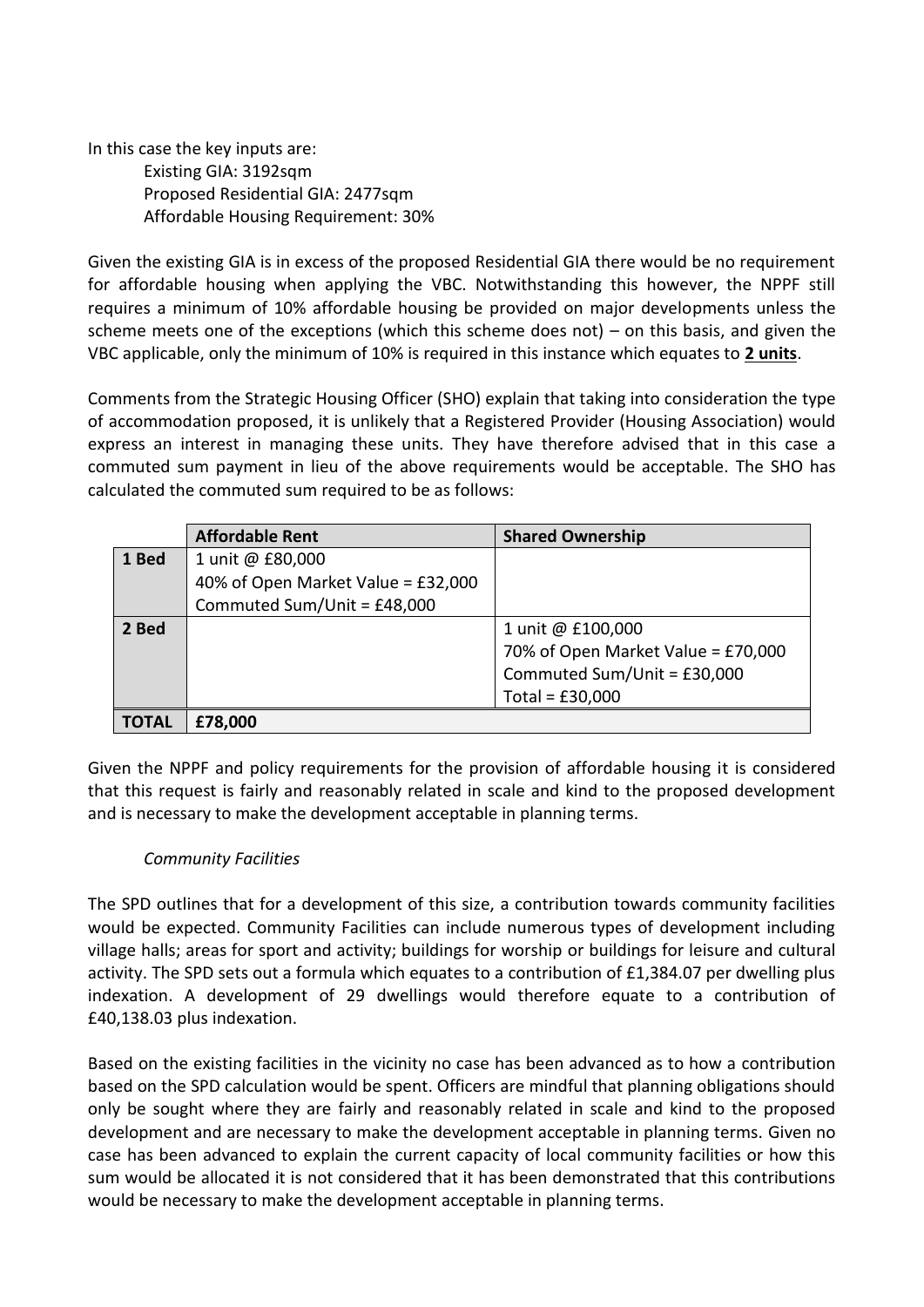In this case the key inputs are:

Existing GIA: 3192sqm
Proposed Residential GIA: 2477sqm
Affordable Housing Requirement: 30%

Given the existing GIA is in excess of the proposed Residential GIA there would be no requirement for affordable housing when applying the VBC. Notwithstanding this however, the NPPF still requires a minimum of 10% affordable housing be provided on major developments unless the scheme meets one of the exceptions (which this scheme does not) – on this basis, and given the VBC applicable, only the minimum of 10% is required in this instance which equates to **2 units**.

Comments from the Strategic Housing Officer (SHO) explain that taking into consideration the type of accommodation proposed, it is unlikely that a Registered Provider (Housing Association) would express an interest in managing these units. They have therefore advised that in this case a commuted sum payment in lieu of the above requirements would be acceptable. The SHO has calculated the commuted sum required to be as follows:

| | Affordable Rent | Shared Ownership |
|---|---|---|
| **1 Bed** | 1 unit @ £80,000<br>40% of Open Market Value = £32,000<br>Commuted Sum/Unit = £48,000 | |
| **2 Bed** | | 1 unit @ £100,000<br>70% of Open Market Value = £70,000<br>Commuted Sum/Unit = £30,000<br>Total = £30,000 |
| **TOTAL** | **£78,000** | |

Given the NPPF and policy requirements for the provision of affordable housing it is considered that this request is fairly and reasonably related in scale and kind to the proposed development and is necessary to make the development acceptable in planning terms.

*Community Facilities*

The SPD outlines that for a development of this size, a contribution towards community facilities would be expected. Community Facilities can include numerous types of development including village halls; areas for sport and activity; buildings for worship or buildings for leisure and cultural activity. The SPD sets out a formula which equates to a contribution of £1,384.07 per dwelling plus indexation. A development of 29 dwellings would therefore equate to a contribution of £40,138.03 plus indexation.

Based on the existing facilities in the vicinity no case has been advanced as to how a contribution based on the SPD calculation would be spent. Officers are mindful that planning obligations should only be sought where they are fairly and reasonably related in scale and kind to the proposed development and are necessary to make the development acceptable in planning terms. Given no case has been advanced to explain the current capacity of local community facilities or how this sum would be allocated it is not considered that it has been demonstrated that this contributions would be necessary to make the development acceptable in planning terms.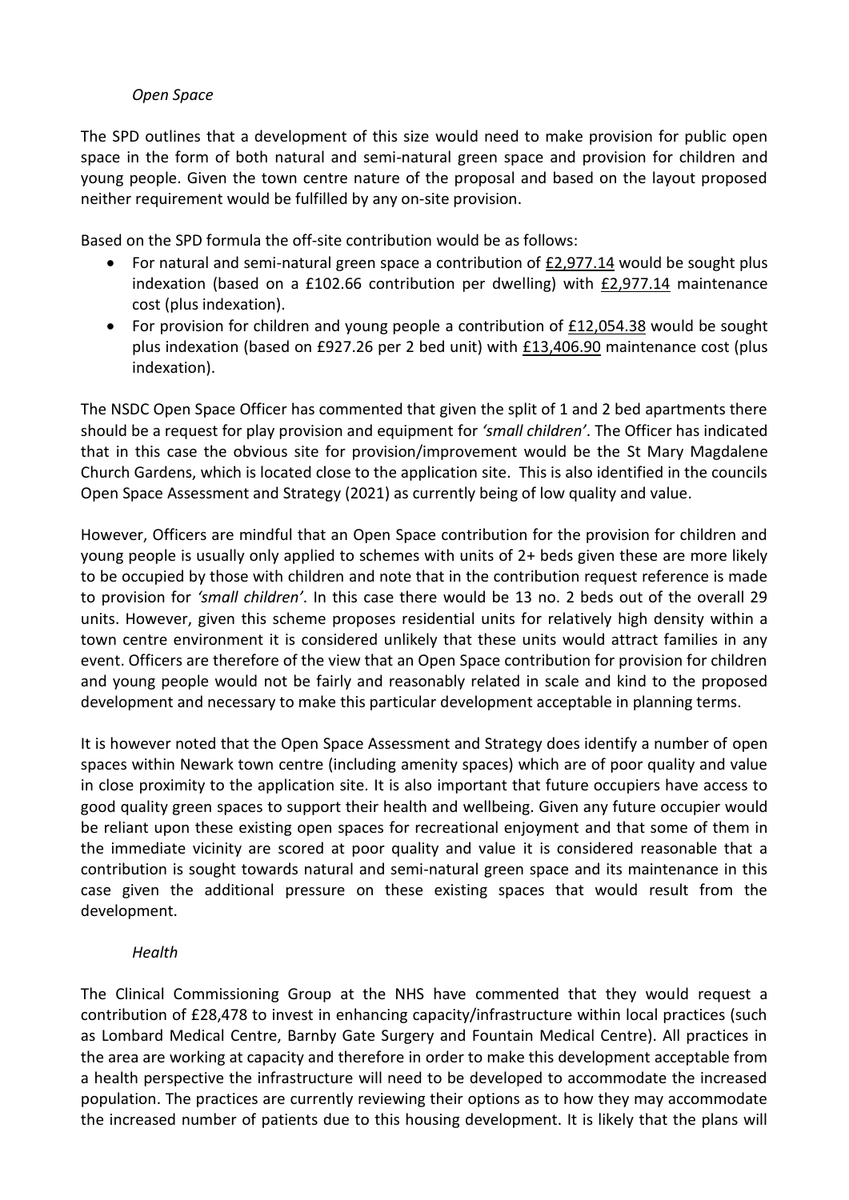*Open Space*

The SPD outlines that a development of this size would need to make provision for public open space in the form of both natural and semi-natural green space and provision for children and young people. Given the town centre nature of the proposal and based on the layout proposed neither requirement would be fulfilled by any on-site provision.

Based on the SPD formula the off-site contribution would be as follows:

- For natural and semi-natural green space a contribution of £2,977.14 would be sought plus indexation (based on a £102.66 contribution per dwelling) with £2,977.14 maintenance cost (plus indexation).
- For provision for children and young people a contribution of £12,054.38 would be sought plus indexation (based on £927.26 per 2 bed unit) with £13,406.90 maintenance cost (plus indexation).

The NSDC Open Space Officer has commented that given the split of 1 and 2 bed apartments there should be a request for play provision and equipment for *'small children'*. The Officer has indicated that in this case the obvious site for provision/improvement would be the St Mary Magdalene Church Gardens, which is located close to the application site. This is also identified in the councils Open Space Assessment and Strategy (2021) as currently being of low quality and value.

However, Officers are mindful that an Open Space contribution for the provision for children and young people is usually only applied to schemes with units of 2+ beds given these are more likely to be occupied by those with children and note that in the contribution request reference is made to provision for *'small children'*. In this case there would be 13 no. 2 beds out of the overall 29 units. However, given this scheme proposes residential units for relatively high density within a town centre environment it is considered unlikely that these units would attract families in any event. Officers are therefore of the view that an Open Space contribution for provision for children and young people would not be fairly and reasonably related in scale and kind to the proposed development and necessary to make this particular development acceptable in planning terms.

It is however noted that the Open Space Assessment and Strategy does identify a number of open spaces within Newark town centre (including amenity spaces) which are of poor quality and value in close proximity to the application site. It is also important that future occupiers have access to good quality green spaces to support their health and wellbeing. Given any future occupier would be reliant upon these existing open spaces for recreational enjoyment and that some of them in the immediate vicinity are scored at poor quality and value it is considered reasonable that a contribution is sought towards natural and semi-natural green space and its maintenance in this case given the additional pressure on these existing spaces that would result from the development.

*Health*

The Clinical Commissioning Group at the NHS have commented that they would request a contribution of £28,478 to invest in enhancing capacity/infrastructure within local practices (such as Lombard Medical Centre, Barnby Gate Surgery and Fountain Medical Centre). All practices in the area are working at capacity and therefore in order to make this development acceptable from a health perspective the infrastructure will need to be developed to accommodate the increased population. The practices are currently reviewing their options as to how they may accommodate the increased number of patients due to this housing development. It is likely that the plans will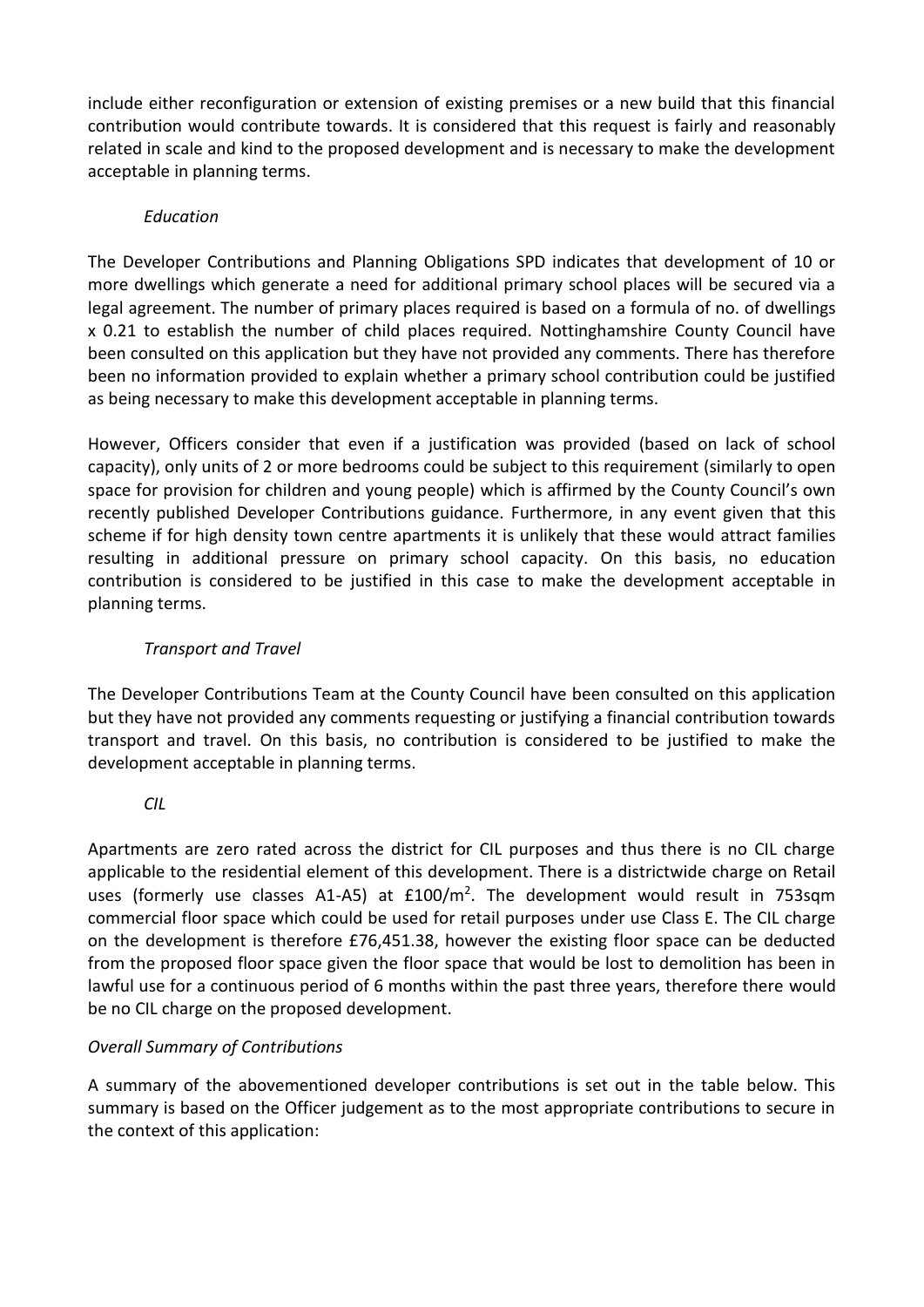include either reconfiguration or extension of existing premises or a new build that this financial contribution would contribute towards. It is considered that this request is fairly and reasonably related in scale and kind to the proposed development and is necessary to make the development acceptable in planning terms.

*Education*

The Developer Contributions and Planning Obligations SPD indicates that development of 10 or more dwellings which generate a need for additional primary school places will be secured via a legal agreement. The number of primary places required is based on a formula of no. of dwellings x 0.21 to establish the number of child places required. Nottinghamshire County Council have been consulted on this application but they have not provided any comments. There has therefore been no information provided to explain whether a primary school contribution could be justified as being necessary to make this development acceptable in planning terms.

However, Officers consider that even if a justification was provided (based on lack of school capacity), only units of 2 or more bedrooms could be subject to this requirement (similarly to open space for provision for children and young people) which is affirmed by the County Council's own recently published Developer Contributions guidance. Furthermore, in any event given that this scheme if for high density town centre apartments it is unlikely that these would attract families resulting in additional pressure on primary school capacity. On this basis, no education contribution is considered to be justified in this case to make the development acceptable in planning terms.

*Transport and Travel*

The Developer Contributions Team at the County Council have been consulted on this application but they have not provided any comments requesting or justifying a financial contribution towards transport and travel. On this basis, no contribution is considered to be justified to make the development acceptable in planning terms.

*CIL*

Apartments are zero rated across the district for CIL purposes and thus there is no CIL charge applicable to the residential element of this development. There is a districtwide charge on Retail uses (formerly use classes A1-A5) at £100/m$^2$. The development would result in 753sqm commercial floor space which could be used for retail purposes under use Class E. The CIL charge on the development is therefore £76,451.38, however the existing floor space can be deducted from the proposed floor space given the floor space that would be lost to demolition has been in lawful use for a continuous period of 6 months within the past three years, therefore there would be no CIL charge on the proposed development.

*Overall Summary of Contributions*

A summary of the abovementioned developer contributions is set out in the table below. This summary is based on the Officer judgement as to the most appropriate contributions to secure in the context of this application: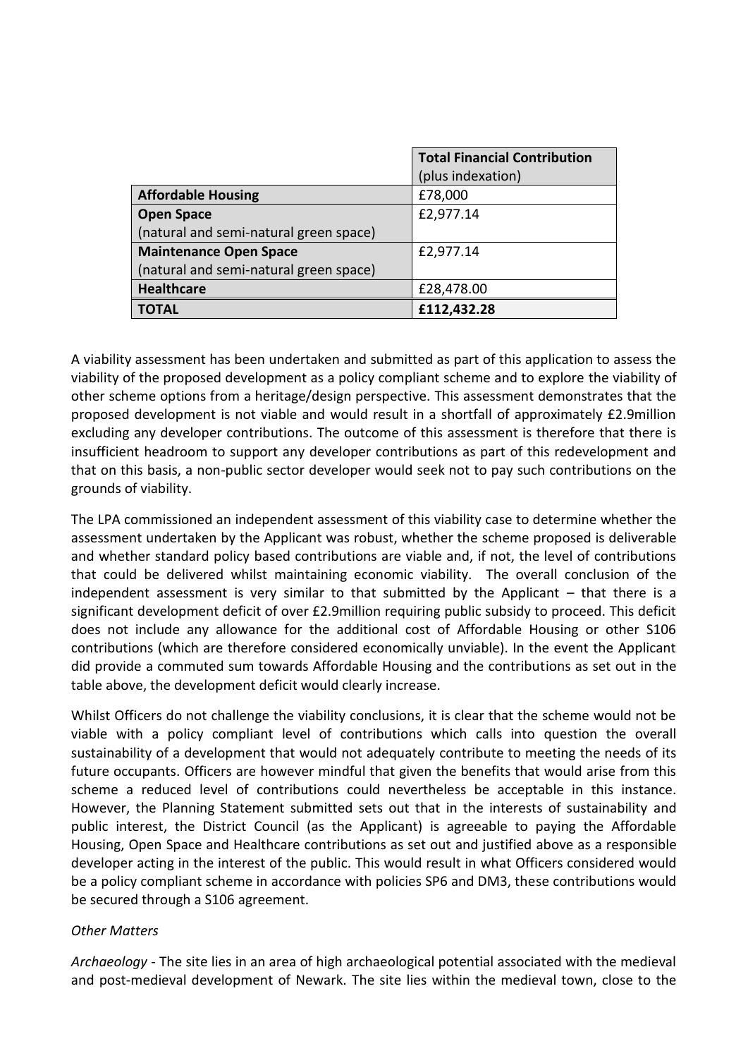| | **Total Financial Contribution** (plus indexation) |
|---|---|
| **Affordable Housing** | £78,000 |
| **Open Space** (natural and semi-natural green space) | £2,977.14 |
| **Maintenance Open Space** (natural and semi-natural green space) | £2,977.14 |
| **Healthcare** | £28,478.00 |
| **TOTAL** | **£112,432.28** |

A viability assessment has been undertaken and submitted as part of this application to assess the viability of the proposed development as a policy compliant scheme and to explore the viability of other scheme options from a heritage/design perspective. This assessment demonstrates that the proposed development is not viable and would result in a shortfall of approximately £2.9million excluding any developer contributions. The outcome of this assessment is therefore that there is insufficient headroom to support any developer contributions as part of this redevelopment and that on this basis, a non-public sector developer would seek not to pay such contributions on the grounds of viability.

The LPA commissioned an independent assessment of this viability case to determine whether the assessment undertaken by the Applicant was robust, whether the scheme proposed is deliverable and whether standard policy based contributions are viable and, if not, the level of contributions that could be delivered whilst maintaining economic viability. The overall conclusion of the independent assessment is very similar to that submitted by the Applicant – that there is a significant development deficit of over £2.9million requiring public subsidy to proceed. This deficit does not include any allowance for the additional cost of Affordable Housing or other S106 contributions (which are therefore considered economically unviable). In the event the Applicant did provide a commuted sum towards Affordable Housing and the contributions as set out in the table above, the development deficit would clearly increase.

Whilst Officers do not challenge the viability conclusions, it is clear that the scheme would not be viable with a policy compliant level of contributions which calls into question the overall sustainability of a development that would not adequately contribute to meeting the needs of its future occupants. Officers are however mindful that given the benefits that would arise from this scheme a reduced level of contributions could nevertheless be acceptable in this instance. However, the Planning Statement submitted sets out that in the interests of sustainability and public interest, the District Council (as the Applicant) is agreeable to paying the Affordable Housing, Open Space and Healthcare contributions as set out and justified above as a responsible developer acting in the interest of the public. This would result in what Officers considered would be a policy compliant scheme in accordance with policies SP6 and DM3, these contributions would be secured through a S106 agreement.

*Other Matters*

*Archaeology* - The site lies in an area of high archaeological potential associated with the medieval and post-medieval development of Newark. The site lies within the medieval town, close to the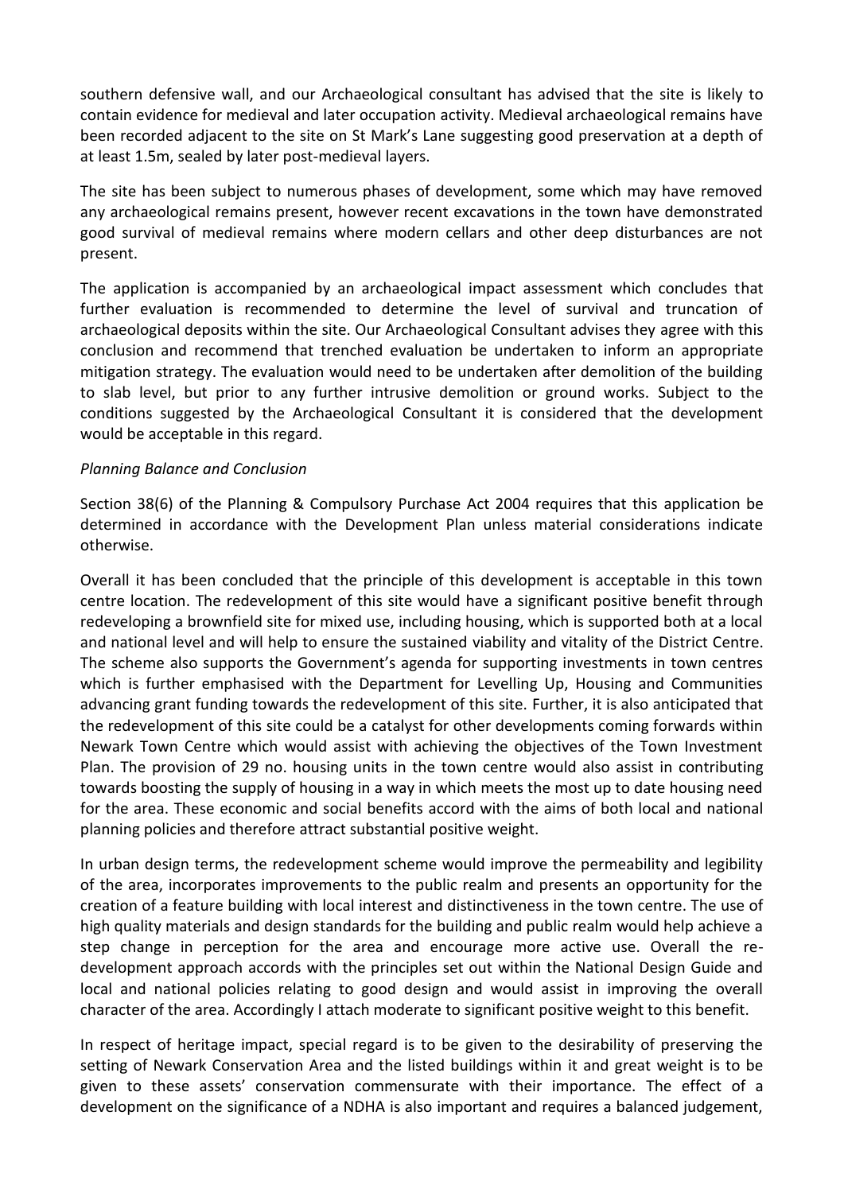southern defensive wall, and our Archaeological consultant has advised that the site is likely to contain evidence for medieval and later occupation activity. Medieval archaeological remains have been recorded adjacent to the site on St Mark's Lane suggesting good preservation at a depth of at least 1.5m, sealed by later post-medieval layers.

The site has been subject to numerous phases of development, some which may have removed any archaeological remains present, however recent excavations in the town have demonstrated good survival of medieval remains where modern cellars and other deep disturbances are not present.

The application is accompanied by an archaeological impact assessment which concludes that further evaluation is recommended to determine the level of survival and truncation of archaeological deposits within the site. Our Archaeological Consultant advises they agree with this conclusion and recommend that trenched evaluation be undertaken to inform an appropriate mitigation strategy. The evaluation would need to be undertaken after demolition of the building to slab level, but prior to any further intrusive demolition or ground works. Subject to the conditions suggested by the Archaeological Consultant it is considered that the development would be acceptable in this regard.

*Planning Balance and Conclusion*

Section 38(6) of the Planning & Compulsory Purchase Act 2004 requires that this application be determined in accordance with the Development Plan unless material considerations indicate otherwise.

Overall it has been concluded that the principle of this development is acceptable in this town centre location. The redevelopment of this site would have a significant positive benefit through redeveloping a brownfield site for mixed use, including housing, which is supported both at a local and national level and will help to ensure the sustained viability and vitality of the District Centre. The scheme also supports the Government's agenda for supporting investments in town centres which is further emphasised with the Department for Levelling Up, Housing and Communities advancing grant funding towards the redevelopment of this site. Further, it is also anticipated that the redevelopment of this site could be a catalyst for other developments coming forwards within Newark Town Centre which would assist with achieving the objectives of the Town Investment Plan. The provision of 29 no. housing units in the town centre would also assist in contributing towards boosting the supply of housing in a way in which meets the most up to date housing need for the area. These economic and social benefits accord with the aims of both local and national planning policies and therefore attract substantial positive weight.

In urban design terms, the redevelopment scheme would improve the permeability and legibility of the area, incorporates improvements to the public realm and presents an opportunity for the creation of a feature building with local interest and distinctiveness in the town centre. The use of high quality materials and design standards for the building and public realm would help achieve a step change in perception for the area and encourage more active use. Overall the re-development approach accords with the principles set out within the National Design Guide and local and national policies relating to good design and would assist in improving the overall character of the area. Accordingly I attach moderate to significant positive weight to this benefit.

In respect of heritage impact, special regard is to be given to the desirability of preserving the setting of Newark Conservation Area and the listed buildings within it and great weight is to be given to these assets' conservation commensurate with their importance. The effect of a development on the significance of a NDHA is also important and requires a balanced judgement,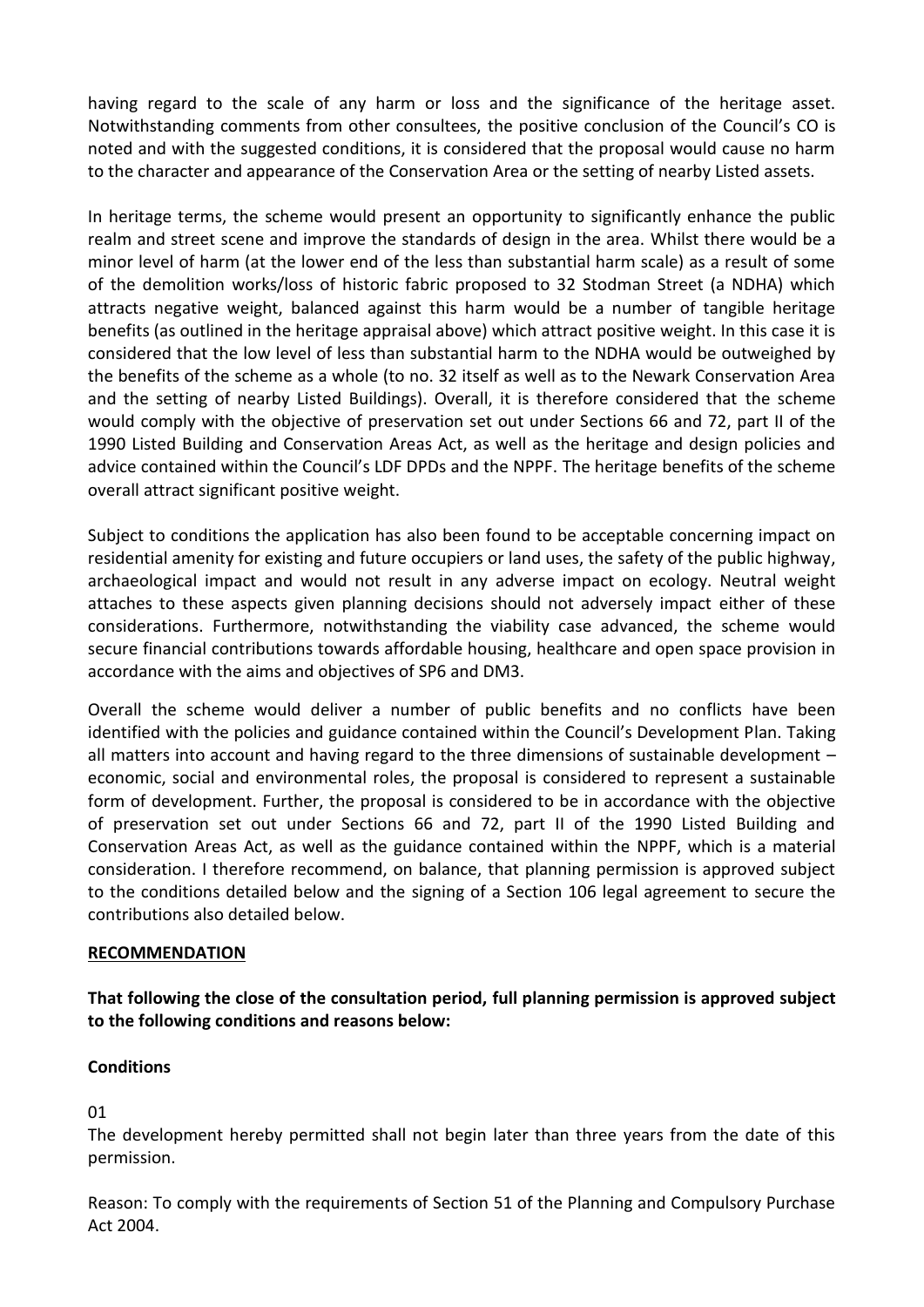having regard to the scale of any harm or loss and the significance of the heritage asset. Notwithstanding comments from other consultees, the positive conclusion of the Council's CO is noted and with the suggested conditions, it is considered that the proposal would cause no harm to the character and appearance of the Conservation Area or the setting of nearby Listed assets.

In heritage terms, the scheme would present an opportunity to significantly enhance the public realm and street scene and improve the standards of design in the area. Whilst there would be a minor level of harm (at the lower end of the less than substantial harm scale) as a result of some of the demolition works/loss of historic fabric proposed to 32 Stodman Street (a NDHA) which attracts negative weight, balanced against this harm would be a number of tangible heritage benefits (as outlined in the heritage appraisal above) which attract positive weight. In this case it is considered that the low level of less than substantial harm to the NDHA would be outweighed by the benefits of the scheme as a whole (to no. 32 itself as well as to the Newark Conservation Area and the setting of nearby Listed Buildings). Overall, it is therefore considered that the scheme would comply with the objective of preservation set out under Sections 66 and 72, part II of the 1990 Listed Building and Conservation Areas Act, as well as the heritage and design policies and advice contained within the Council's LDF DPDs and the NPPF. The heritage benefits of the scheme overall attract significant positive weight.

Subject to conditions the application has also been found to be acceptable concerning impact on residential amenity for existing and future occupiers or land uses, the safety of the public highway, archaeological impact and would not result in any adverse impact on ecology. Neutral weight attaches to these aspects given planning decisions should not adversely impact either of these considerations. Furthermore, notwithstanding the viability case advanced, the scheme would secure financial contributions towards affordable housing, healthcare and open space provision in accordance with the aims and objectives of SP6 and DM3.

Overall the scheme would deliver a number of public benefits and no conflicts have been identified with the policies and guidance contained within the Council's Development Plan. Taking all matters into account and having regard to the three dimensions of sustainable development – economic, social and environmental roles, the proposal is considered to represent a sustainable form of development. Further, the proposal is considered to be in accordance with the objective of preservation set out under Sections 66 and 72, part II of the 1990 Listed Building and Conservation Areas Act, as well as the guidance contained within the NPPF, which is a material consideration. I therefore recommend, on balance, that planning permission is approved subject to the conditions detailed below and the signing of a Section 106 legal agreement to secure the contributions also detailed below.

**RECOMMENDATION**

**That following the close of the consultation period, full planning permission is approved subject to the following conditions and reasons below:**

**Conditions**

01

The development hereby permitted shall not begin later than three years from the date of this permission.

Reason: To comply with the requirements of Section 51 of the Planning and Compulsory Purchase Act 2004.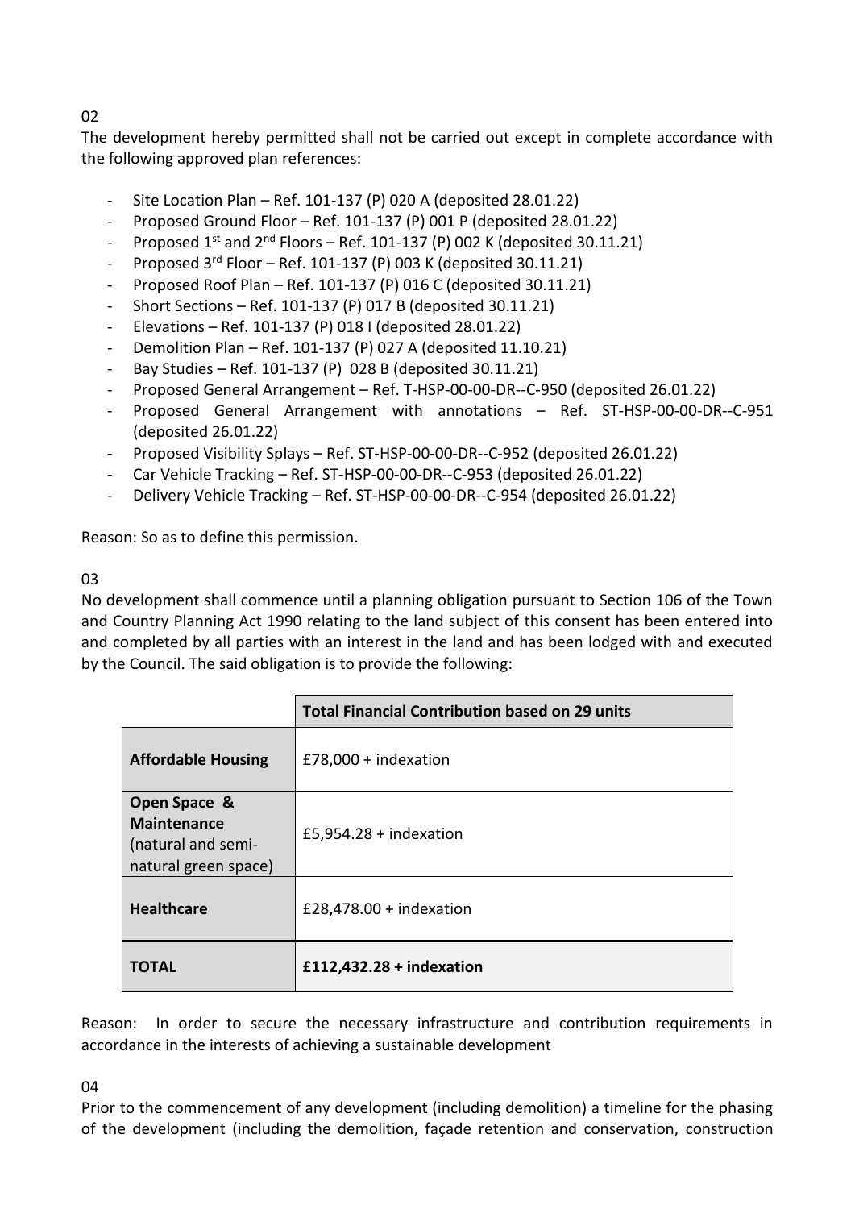02

The development hereby permitted shall not be carried out except in complete accordance with the following approved plan references:

- Site Location Plan – Ref. 101-137 (P) 020 A (deposited 28.01.22)
- Proposed Ground Floor – Ref. 101-137 (P) 001 P (deposited 28.01.22)
- Proposed 1st and 2nd Floors – Ref. 101-137 (P) 002 K (deposited 30.11.21)
- Proposed 3rd Floor – Ref. 101-137 (P) 003 K (deposited 30.11.21)
- Proposed Roof Plan – Ref. 101-137 (P) 016 C (deposited 30.11.21)
- Short Sections – Ref. 101-137 (P) 017 B (deposited 30.11.21)
- Elevations – Ref. 101-137 (P) 018 I (deposited 28.01.22)
- Demolition Plan – Ref. 101-137 (P) 027 A (deposited 11.10.21)
- Bay Studies – Ref. 101-137 (P) 028 B (deposited 30.11.21)
- Proposed General Arrangement – Ref. T-HSP-00-00-DR--C-950 (deposited 26.01.22)
- Proposed General Arrangement with annotations – Ref. ST-HSP-00-00-DR--C-951 (deposited 26.01.22)
- Proposed Visibility Splays – Ref. ST-HSP-00-00-DR--C-952 (deposited 26.01.22)
- Car Vehicle Tracking – Ref. ST-HSP-00-00-DR--C-953 (deposited 26.01.22)
- Delivery Vehicle Tracking – Ref. ST-HSP-00-00-DR--C-954 (deposited 26.01.22)

Reason: So as to define this permission.

03

No development shall commence until a planning obligation pursuant to Section 106 of the Town and Country Planning Act 1990 relating to the land subject of this consent has been entered into and completed by all parties with an interest in the land and has been lodged with and executed by the Council. The said obligation is to provide the following:

| | **Total Financial Contribution based on 29 units** |
|---|---|
| **Affordable Housing** | £78,000 + indexation |
| **Open Space & Maintenance** (natural and semi-natural green space) | £5,954.28 + indexation |
| **Healthcare** | £28,478.00 + indexation |
| **TOTAL** | **£112,432.28 + indexation** |

Reason: In order to secure the necessary infrastructure and contribution requirements in accordance in the interests of achieving a sustainable development

04

Prior to the commencement of any development (including demolition) a timeline for the phasing of the development (including the demolition, façade retention and conservation, construction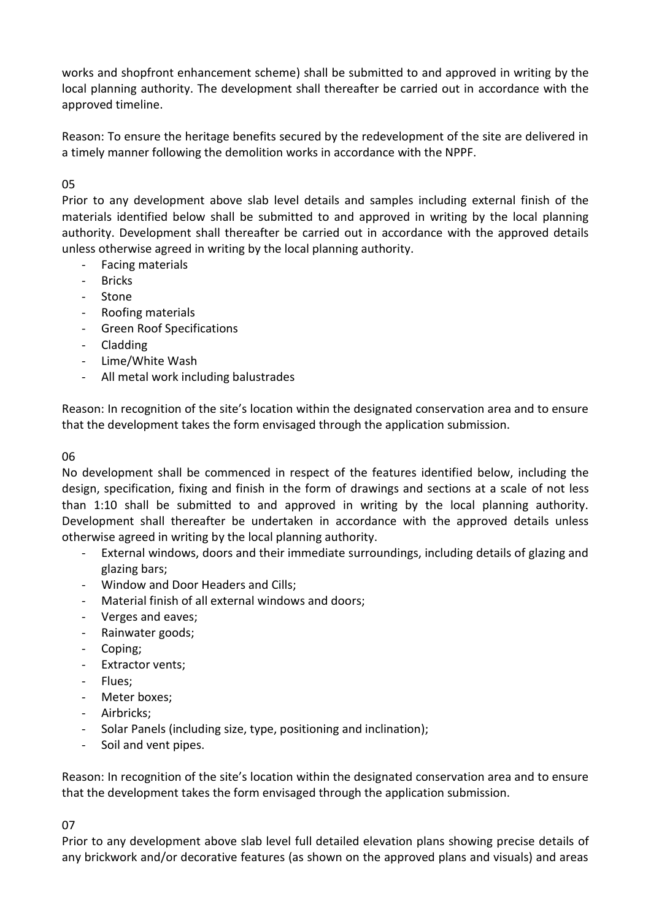works and shopfront enhancement scheme) shall be submitted to and approved in writing by the local planning authority. The development shall thereafter be carried out in accordance with the approved timeline.

Reason: To ensure the heritage benefits secured by the redevelopment of the site are delivered in a timely manner following the demolition works in accordance with the NPPF.

05

Prior to any development above slab level details and samples including external finish of the materials identified below shall be submitted to and approved in writing by the local planning authority. Development shall thereafter be carried out in accordance with the approved details unless otherwise agreed in writing by the local planning authority.

- Facing materials
- Bricks
- Stone
- Roofing materials
- Green Roof Specifications
- Cladding
- Lime/White Wash
- All metal work including balustrades

Reason: In recognition of the site's location within the designated conservation area and to ensure that the development takes the form envisaged through the application submission.

06

No development shall be commenced in respect of the features identified below, including the design, specification, fixing and finish in the form of drawings and sections at a scale of not less than 1:10 shall be submitted to and approved in writing by the local planning authority. Development shall thereafter be undertaken in accordance with the approved details unless otherwise agreed in writing by the local planning authority.

- External windows, doors and their immediate surroundings, including details of glazing and glazing bars;
- Window and Door Headers and Cills;
- Material finish of all external windows and doors;
- Verges and eaves;
- Rainwater goods;
- Coping;
- Extractor vents;
- Flues;
- Meter boxes;
- Airbricks;
- Solar Panels (including size, type, positioning and inclination);
- Soil and vent pipes.

Reason: In recognition of the site's location within the designated conservation area and to ensure that the development takes the form envisaged through the application submission.

07

Prior to any development above slab level full detailed elevation plans showing precise details of any brickwork and/or decorative features (as shown on the approved plans and visuals) and areas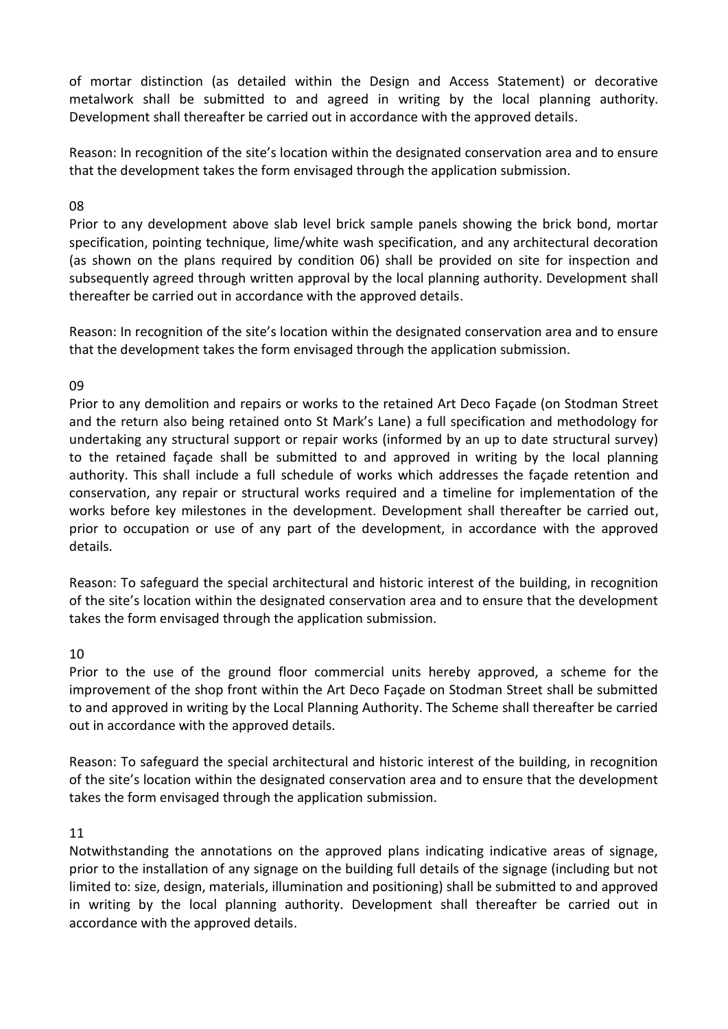of mortar distinction (as detailed within the Design and Access Statement) or decorative metalwork shall be submitted to and agreed in writing by the local planning authority. Development shall thereafter be carried out in accordance with the approved details.

Reason: In recognition of the site's location within the designated conservation area and to ensure that the development takes the form envisaged through the application submission.

08

Prior to any development above slab level brick sample panels showing the brick bond, mortar specification, pointing technique, lime/white wash specification, and any architectural decoration (as shown on the plans required by condition 06) shall be provided on site for inspection and subsequently agreed through written approval by the local planning authority. Development shall thereafter be carried out in accordance with the approved details.

Reason: In recognition of the site's location within the designated conservation area and to ensure that the development takes the form envisaged through the application submission.

09

Prior to any demolition and repairs or works to the retained Art Deco Façade (on Stodman Street and the return also being retained onto St Mark's Lane) a full specification and methodology for undertaking any structural support or repair works (informed by an up to date structural survey) to the retained façade shall be submitted to and approved in writing by the local planning authority. This shall include a full schedule of works which addresses the façade retention and conservation, any repair or structural works required and a timeline for implementation of the works before key milestones in the development. Development shall thereafter be carried out, prior to occupation or use of any part of the development, in accordance with the approved details.

Reason: To safeguard the special architectural and historic interest of the building, in recognition of the site's location within the designated conservation area and to ensure that the development takes the form envisaged through the application submission.

10

Prior to the use of the ground floor commercial units hereby approved, a scheme for the improvement of the shop front within the Art Deco Façade on Stodman Street shall be submitted to and approved in writing by the Local Planning Authority. The Scheme shall thereafter be carried out in accordance with the approved details.

Reason: To safeguard the special architectural and historic interest of the building, in recognition of the site's location within the designated conservation area and to ensure that the development takes the form envisaged through the application submission.

11

Notwithstanding the annotations on the approved plans indicating indicative areas of signage, prior to the installation of any signage on the building full details of the signage (including but not limited to: size, design, materials, illumination and positioning) shall be submitted to and approved in writing by the local planning authority. Development shall thereafter be carried out in accordance with the approved details.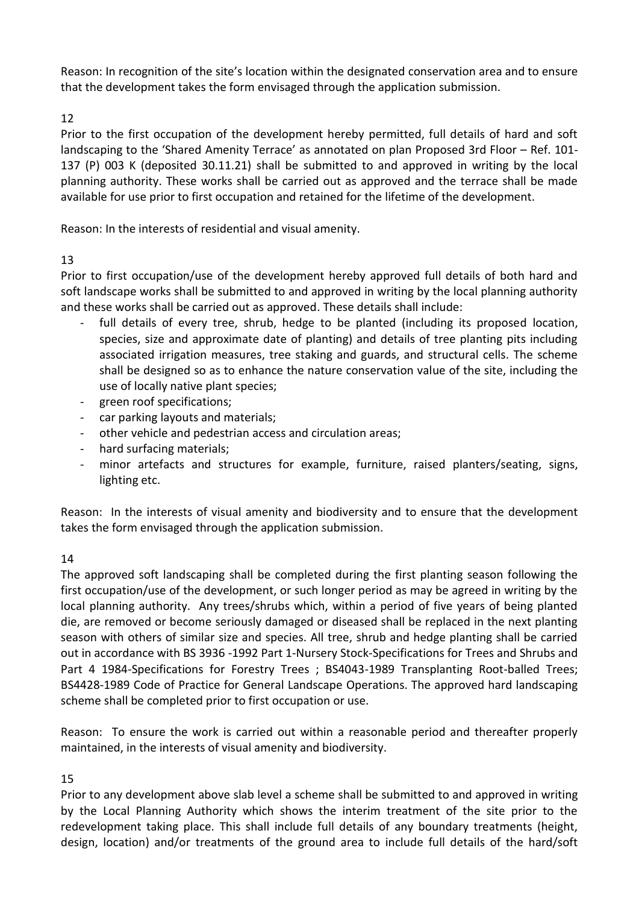Reason: In recognition of the site's location within the designated conservation area and to ensure that the development takes the form envisaged through the application submission.

12

Prior to the first occupation of the development hereby permitted, full details of hard and soft landscaping to the 'Shared Amenity Terrace' as annotated on plan Proposed 3rd Floor – Ref. 101-137 (P) 003 K (deposited 30.11.21) shall be submitted to and approved in writing by the local planning authority. These works shall be carried out as approved and the terrace shall be made available for use prior to first occupation and retained for the lifetime of the development.

Reason: In the interests of residential and visual amenity.

13

Prior to first occupation/use of the development hereby approved full details of both hard and soft landscape works shall be submitted to and approved in writing by the local planning authority and these works shall be carried out as approved. These details shall include:

- full details of every tree, shrub, hedge to be planted (including its proposed location, species, size and approximate date of planting) and details of tree planting pits including associated irrigation measures, tree staking and guards, and structural cells. The scheme shall be designed so as to enhance the nature conservation value of the site, including the use of locally native plant species;
- green roof specifications;
- car parking layouts and materials;
- other vehicle and pedestrian access and circulation areas;
- hard surfacing materials;
- minor artefacts and structures for example, furniture, raised planters/seating, signs, lighting etc.

Reason: In the interests of visual amenity and biodiversity and to ensure that the development takes the form envisaged through the application submission.

14

The approved soft landscaping shall be completed during the first planting season following the first occupation/use of the development, or such longer period as may be agreed in writing by the local planning authority. Any trees/shrubs which, within a period of five years of being planted die, are removed or become seriously damaged or diseased shall be replaced in the next planting season with others of similar size and species. All tree, shrub and hedge planting shall be carried out in accordance with BS 3936 -1992 Part 1-Nursery Stock-Specifications for Trees and Shrubs and Part 4 1984-Specifications for Forestry Trees ; BS4043-1989 Transplanting Root-balled Trees; BS4428-1989 Code of Practice for General Landscape Operations. The approved hard landscaping scheme shall be completed prior to first occupation or use.

Reason: To ensure the work is carried out within a reasonable period and thereafter properly maintained, in the interests of visual amenity and biodiversity.

15

Prior to any development above slab level a scheme shall be submitted to and approved in writing by the Local Planning Authority which shows the interim treatment of the site prior to the redevelopment taking place. This shall include full details of any boundary treatments (height, design, location) and/or treatments of the ground area to include full details of the hard/soft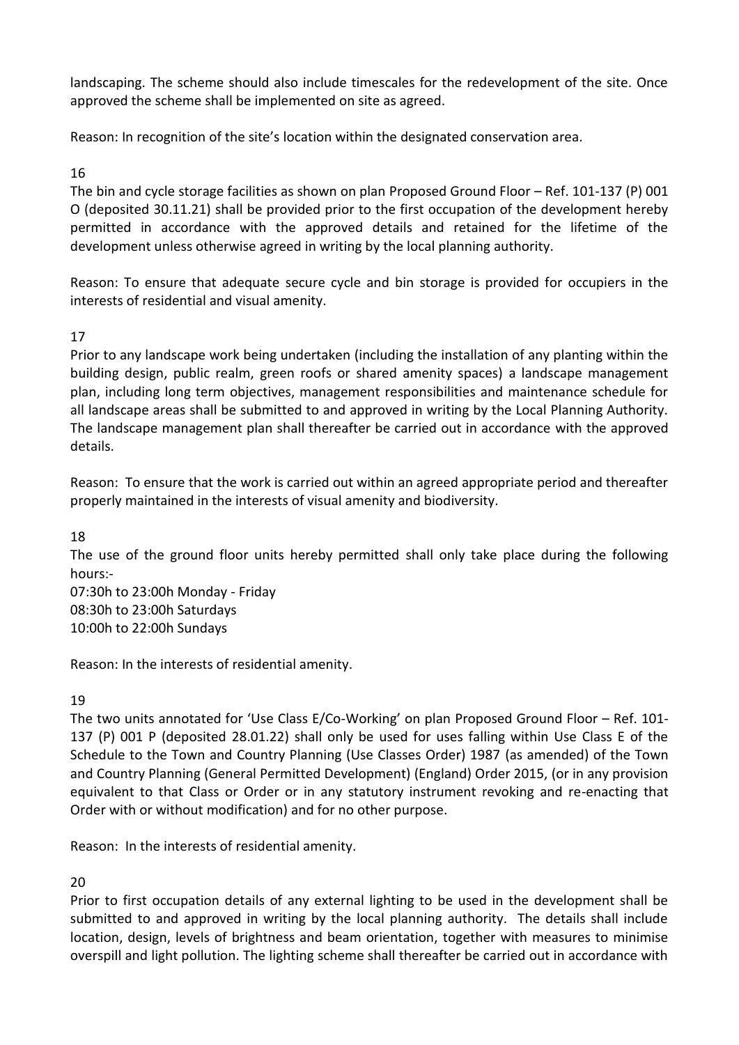landscaping. The scheme should also include timescales for the redevelopment of the site. Once approved the scheme shall be implemented on site as agreed.

Reason: In recognition of the site's location within the designated conservation area.

16

The bin and cycle storage facilities as shown on plan Proposed Ground Floor – Ref. 101-137 (P) 001 O (deposited 30.11.21) shall be provided prior to the first occupation of the development hereby permitted in accordance with the approved details and retained for the lifetime of the development unless otherwise agreed in writing by the local planning authority.

Reason: To ensure that adequate secure cycle and bin storage is provided for occupiers in the interests of residential and visual amenity.

17

Prior to any landscape work being undertaken (including the installation of any planting within the building design, public realm, green roofs or shared amenity spaces) a landscape management plan, including long term objectives, management responsibilities and maintenance schedule for all landscape areas shall be submitted to and approved in writing by the Local Planning Authority. The landscape management plan shall thereafter be carried out in accordance with the approved details.

Reason: To ensure that the work is carried out within an agreed appropriate period and thereafter properly maintained in the interests of visual amenity and biodiversity.

18

The use of the ground floor units hereby permitted shall only take place during the following hours:-

07:30h to 23:00h Monday - Friday
08:30h to 23:00h Saturdays
10:00h to 22:00h Sundays

Reason: In the interests of residential amenity.

19

The two units annotated for 'Use Class E/Co-Working' on plan Proposed Ground Floor – Ref. 101-137 (P) 001 P (deposited 28.01.22) shall only be used for uses falling within Use Class E of the Schedule to the Town and Country Planning (Use Classes Order) 1987 (as amended) of the Town and Country Planning (General Permitted Development) (England) Order 2015, (or in any provision equivalent to that Class or Order or in any statutory instrument revoking and re-enacting that Order with or without modification) and for no other purpose.

Reason: In the interests of residential amenity.

20

Prior to first occupation details of any external lighting to be used in the development shall be submitted to and approved in writing by the local planning authority. The details shall include location, design, levels of brightness and beam orientation, together with measures to minimise overspill and light pollution. The lighting scheme shall thereafter be carried out in accordance with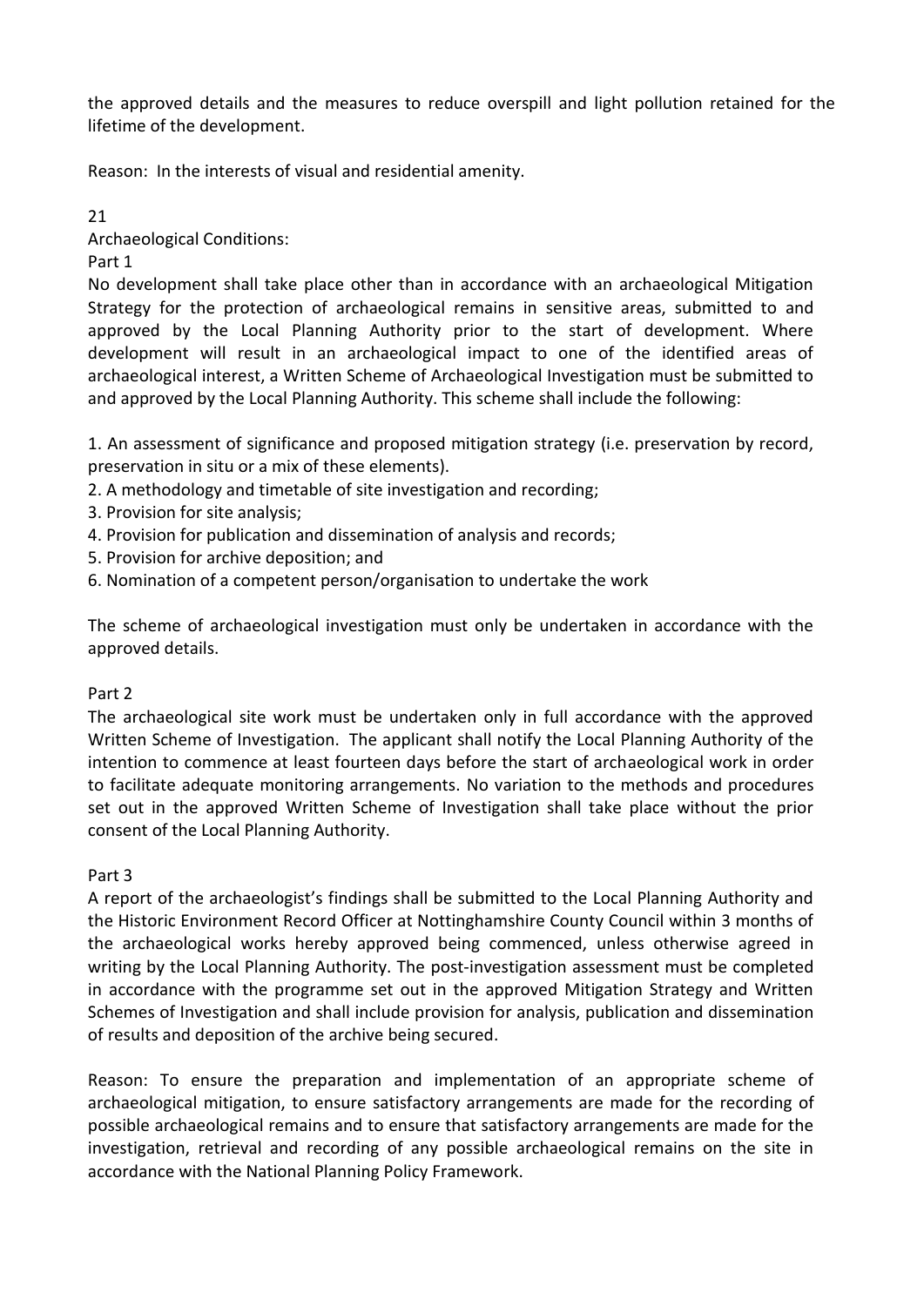the approved details and the measures to reduce overspill and light pollution retained for the lifetime of the development.

Reason: In the interests of visual and residential amenity.

21

Archaeological Conditions:

Part 1

No development shall take place other than in accordance with an archaeological Mitigation Strategy for the protection of archaeological remains in sensitive areas, submitted to and approved by the Local Planning Authority prior to the start of development. Where development will result in an archaeological impact to one of the identified areas of archaeological interest, a Written Scheme of Archaeological Investigation must be submitted to and approved by the Local Planning Authority. This scheme shall include the following:

1. An assessment of significance and proposed mitigation strategy (i.e. preservation by record, preservation in situ or a mix of these elements).
2. A methodology and timetable of site investigation and recording;
3. Provision for site analysis;
4. Provision for publication and dissemination of analysis and records;
5. Provision for archive deposition; and
6. Nomination of a competent person/organisation to undertake the work

The scheme of archaeological investigation must only be undertaken in accordance with the approved details.

Part 2

The archaeological site work must be undertaken only in full accordance with the approved Written Scheme of Investigation. The applicant shall notify the Local Planning Authority of the intention to commence at least fourteen days before the start of archaeological work in order to facilitate adequate monitoring arrangements. No variation to the methods and procedures set out in the approved Written Scheme of Investigation shall take place without the prior consent of the Local Planning Authority.

Part 3

A report of the archaeologist's findings shall be submitted to the Local Planning Authority and the Historic Environment Record Officer at Nottinghamshire County Council within 3 months of the archaeological works hereby approved being commenced, unless otherwise agreed in writing by the Local Planning Authority. The post-investigation assessment must be completed in accordance with the programme set out in the approved Mitigation Strategy and Written Schemes of Investigation and shall include provision for analysis, publication and dissemination of results and deposition of the archive being secured.

Reason: To ensure the preparation and implementation of an appropriate scheme of archaeological mitigation, to ensure satisfactory arrangements are made for the recording of possible archaeological remains and to ensure that satisfactory arrangements are made for the investigation, retrieval and recording of any possible archaeological remains on the site in accordance with the National Planning Policy Framework.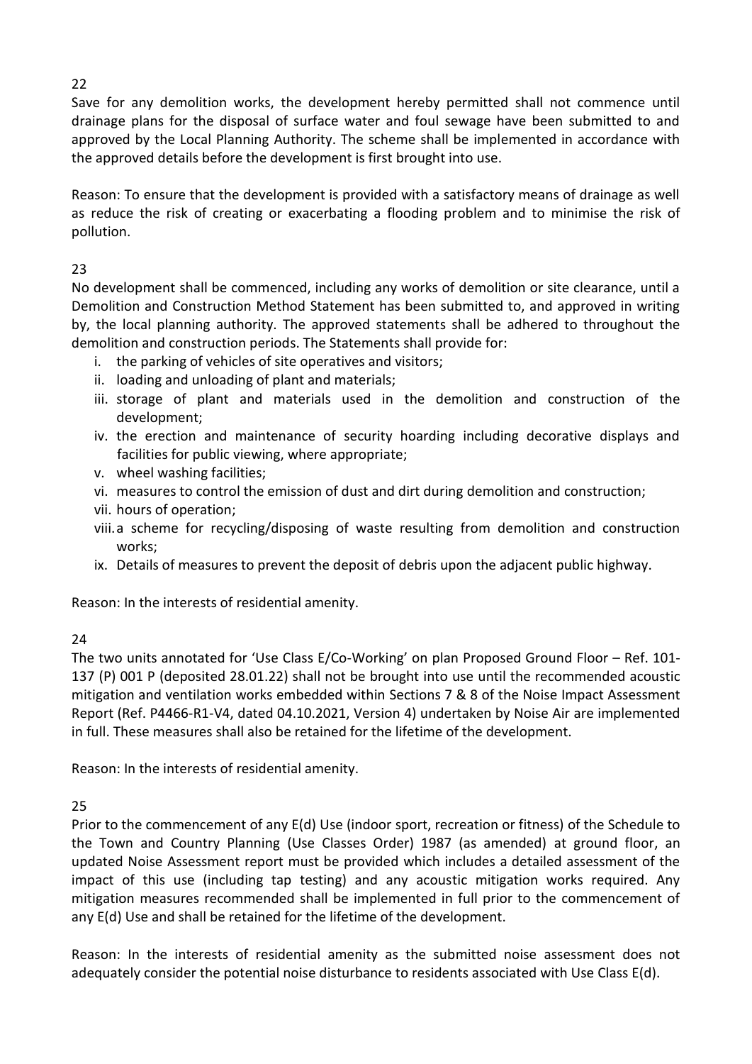22

Save for any demolition works, the development hereby permitted shall not commence until drainage plans for the disposal of surface water and foul sewage have been submitted to and approved by the Local Planning Authority. The scheme shall be implemented in accordance with the approved details before the development is first brought into use.

Reason: To ensure that the development is provided with a satisfactory means of drainage as well as reduce the risk of creating or exacerbating a flooding problem and to minimise the risk of pollution.

23

No development shall be commenced, including any works of demolition or site clearance, until a Demolition and Construction Method Statement has been submitted to, and approved in writing by, the local planning authority. The approved statements shall be adhered to throughout the demolition and construction periods. The Statements shall provide for:

i. the parking of vehicles of site operatives and visitors;
ii. loading and unloading of plant and materials;
iii. storage of plant and materials used in the demolition and construction of the development;
iv. the erection and maintenance of security hoarding including decorative displays and facilities for public viewing, where appropriate;
v. wheel washing facilities;
vi. measures to control the emission of dust and dirt during demolition and construction;
vii. hours of operation;
viii. a scheme for recycling/disposing of waste resulting from demolition and construction works;
ix. Details of measures to prevent the deposit of debris upon the adjacent public highway.

Reason: In the interests of residential amenity.

24

The two units annotated for 'Use Class E/Co-Working' on plan Proposed Ground Floor – Ref. 101-137 (P) 001 P (deposited 28.01.22) shall not be brought into use until the recommended acoustic mitigation and ventilation works embedded within Sections 7 & 8 of the Noise Impact Assessment Report (Ref. P4466-R1-V4, dated 04.10.2021, Version 4) undertaken by Noise Air are implemented in full. These measures shall also be retained for the lifetime of the development.

Reason: In the interests of residential amenity.

25

Prior to the commencement of any E(d) Use (indoor sport, recreation or fitness) of the Schedule to the Town and Country Planning (Use Classes Order) 1987 (as amended) at ground floor, an updated Noise Assessment report must be provided which includes a detailed assessment of the impact of this use (including tap testing) and any acoustic mitigation works required. Any mitigation measures recommended shall be implemented in full prior to the commencement of any E(d) Use and shall be retained for the lifetime of the development.

Reason: In the interests of residential amenity as the submitted noise assessment does not adequately consider the potential noise disturbance to residents associated with Use Class E(d).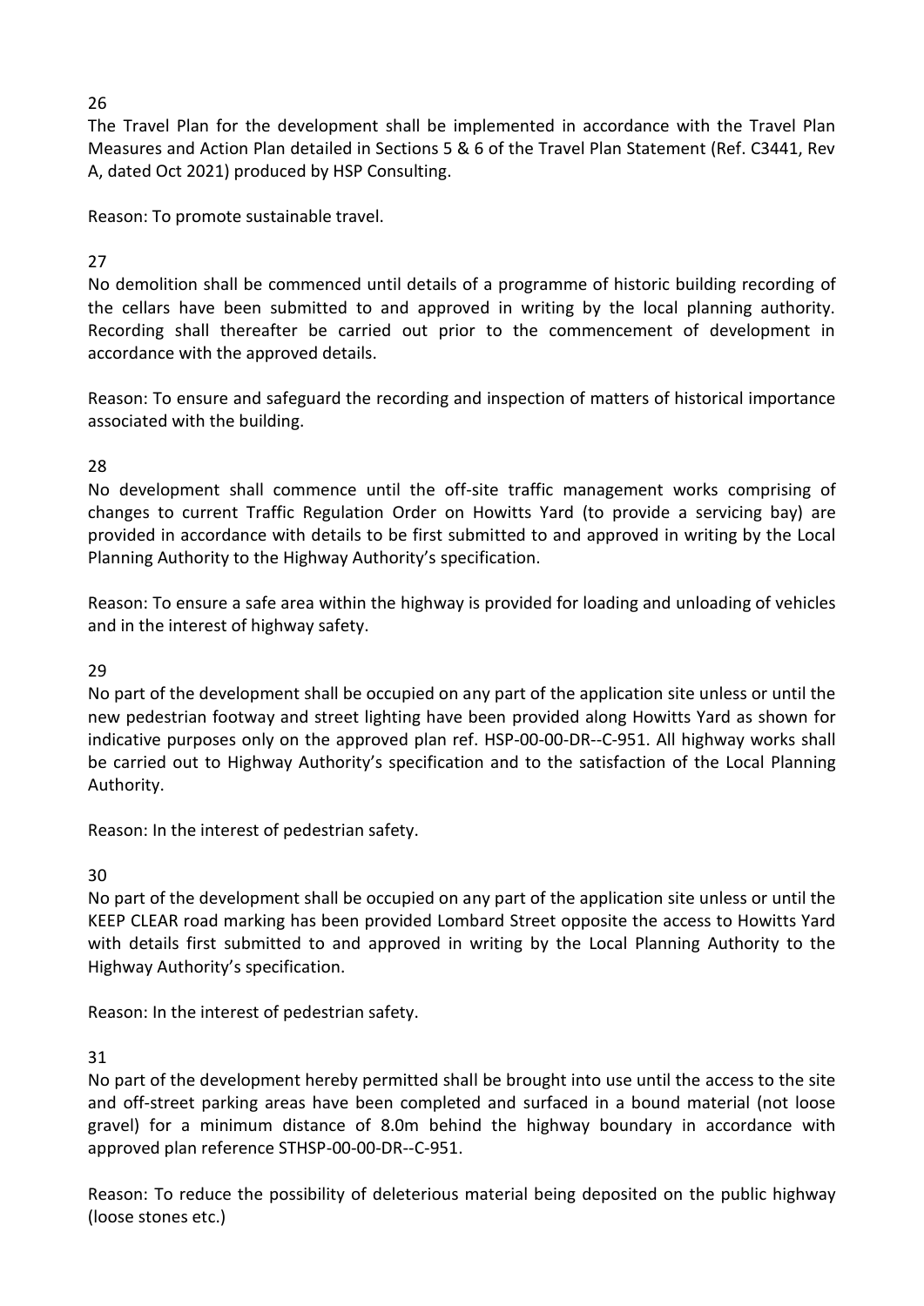26

The Travel Plan for the development shall be implemented in accordance with the Travel Plan Measures and Action Plan detailed in Sections 5 & 6 of the Travel Plan Statement (Ref. C3441, Rev A, dated Oct 2021) produced by HSP Consulting.

Reason: To promote sustainable travel.

27

No demolition shall be commenced until details of a programme of historic building recording of the cellars have been submitted to and approved in writing by the local planning authority. Recording shall thereafter be carried out prior to the commencement of development in accordance with the approved details.

Reason: To ensure and safeguard the recording and inspection of matters of historical importance associated with the building.

28

No development shall commence until the off-site traffic management works comprising of changes to current Traffic Regulation Order on Howitts Yard (to provide a servicing bay) are provided in accordance with details to be first submitted to and approved in writing by the Local Planning Authority to the Highway Authority's specification.

Reason: To ensure a safe area within the highway is provided for loading and unloading of vehicles and in the interest of highway safety.

29

No part of the development shall be occupied on any part of the application site unless or until the new pedestrian footway and street lighting have been provided along Howitts Yard as shown for indicative purposes only on the approved plan ref. HSP-00-00-DR--C-951. All highway works shall be carried out to Highway Authority's specification and to the satisfaction of the Local Planning Authority.

Reason: In the interest of pedestrian safety.

30

No part of the development shall be occupied on any part of the application site unless or until the KEEP CLEAR road marking has been provided Lombard Street opposite the access to Howitts Yard with details first submitted to and approved in writing by the Local Planning Authority to the Highway Authority's specification.

Reason: In the interest of pedestrian safety.

31

No part of the development hereby permitted shall be brought into use until the access to the site and off-street parking areas have been completed and surfaced in a bound material (not loose gravel) for a minimum distance of 8.0m behind the highway boundary in accordance with approved plan reference STHSP-00-00-DR--C-951.

Reason: To reduce the possibility of deleterious material being deposited on the public highway (loose stones etc.)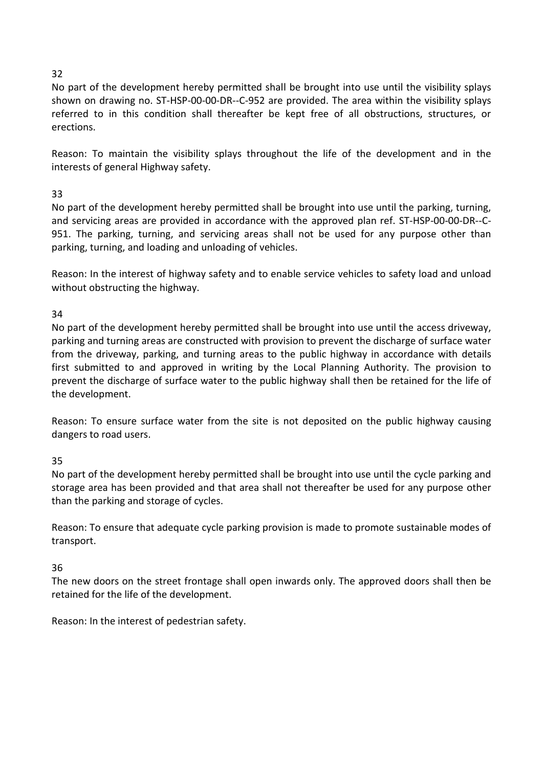32

No part of the development hereby permitted shall be brought into use until the visibility splays shown on drawing no. ST-HSP-00-00-DR--C-952 are provided. The area within the visibility splays referred to in this condition shall thereafter be kept free of all obstructions, structures, or erections.

Reason: To maintain the visibility splays throughout the life of the development and in the interests of general Highway safety.

33

No part of the development hereby permitted shall be brought into use until the parking, turning, and servicing areas are provided in accordance with the approved plan ref. ST-HSP-00-00-DR--C-951. The parking, turning, and servicing areas shall not be used for any purpose other than parking, turning, and loading and unloading of vehicles.

Reason: In the interest of highway safety and to enable service vehicles to safety load and unload without obstructing the highway.

34

No part of the development hereby permitted shall be brought into use until the access driveway, parking and turning areas are constructed with provision to prevent the discharge of surface water from the driveway, parking, and turning areas to the public highway in accordance with details first submitted to and approved in writing by the Local Planning Authority. The provision to prevent the discharge of surface water to the public highway shall then be retained for the life of the development.

Reason: To ensure surface water from the site is not deposited on the public highway causing dangers to road users.

35

No part of the development hereby permitted shall be brought into use until the cycle parking and storage area has been provided and that area shall not thereafter be used for any purpose other than the parking and storage of cycles.

Reason: To ensure that adequate cycle parking provision is made to promote sustainable modes of transport.

36

The new doors on the street frontage shall open inwards only. The approved doors shall then be retained for the life of the development.

Reason: In the interest of pedestrian safety.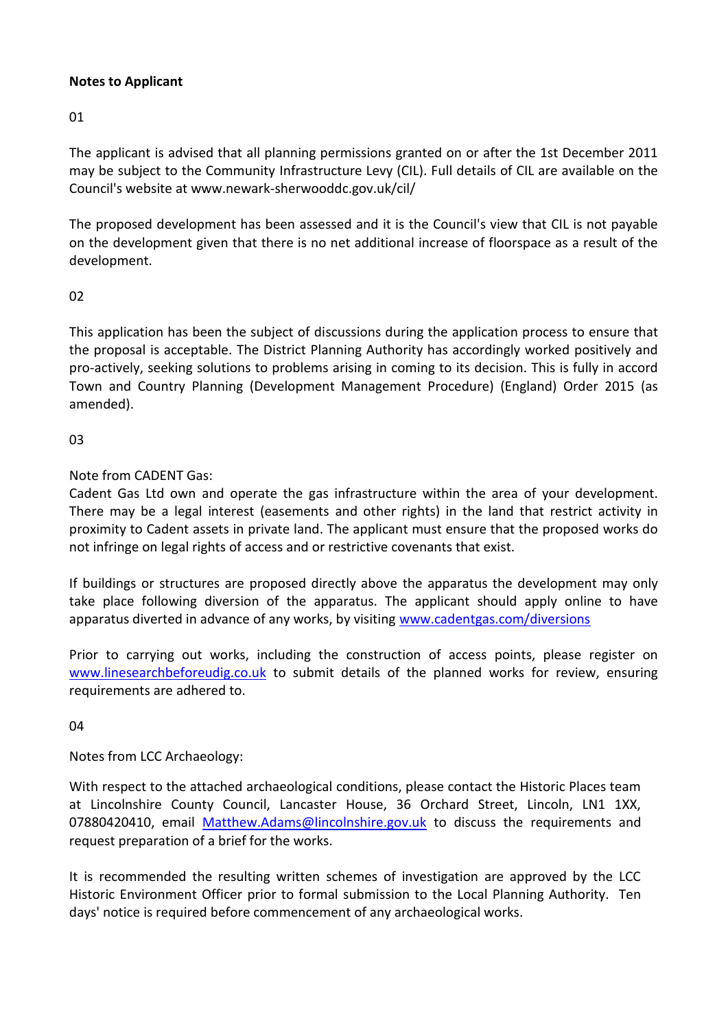**Notes to Applicant**

01

The applicant is advised that all planning permissions granted on or after the 1st December 2011 may be subject to the Community Infrastructure Levy (CIL). Full details of CIL are available on the Council's website at www.newark-sherwooddc.gov.uk/cil/

The proposed development has been assessed and it is the Council's view that CIL is not payable on the development given that there is no net additional increase of floorspace as a result of the development.

02

This application has been the subject of discussions during the application process to ensure that the proposal is acceptable. The District Planning Authority has accordingly worked positively and pro-actively, seeking solutions to problems arising in coming to its decision. This is fully in accord Town and Country Planning (Development Management Procedure) (England) Order 2015 (as amended).

03

Note from CADENT Gas:
Cadent Gas Ltd own and operate the gas infrastructure within the area of your development. There may be a legal interest (easements and other rights) in the land that restrict activity in proximity to Cadent assets in private land. The applicant must ensure that the proposed works do not infringe on legal rights of access and or restrictive covenants that exist.

If buildings or structures are proposed directly above the apparatus the development may only take place following diversion of the apparatus. The applicant should apply online to have apparatus diverted in advance of any works, by visiting www.cadentgas.com/diversions

Prior to carrying out works, including the construction of access points, please register on www.linesearchbeforeudig.co.uk to submit details of the planned works for review, ensuring requirements are adhered to.

04

Notes from LCC Archaeology:

With respect to the attached archaeological conditions, please contact the Historic Places team at Lincolnshire County Council, Lancaster House, 36 Orchard Street, Lincoln, LN1 1XX, 07880420410, email Matthew.Adams@lincolnshire.gov.uk to discuss the requirements and request preparation of a brief for the works.

It is recommended the resulting written schemes of investigation are approved by the LCC Historic Environment Officer prior to formal submission to the Local Planning Authority. Ten days' notice is required before commencement of any archaeological works.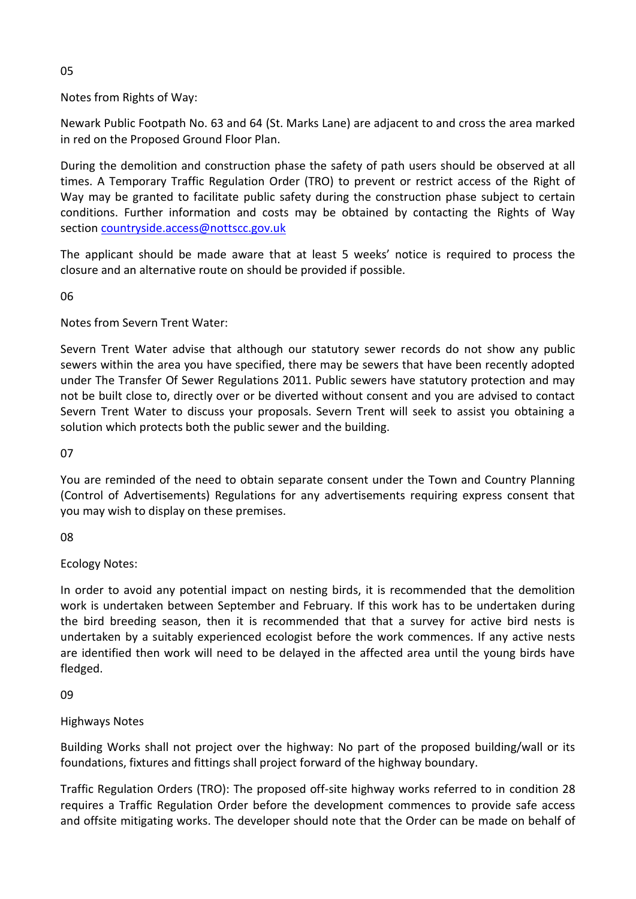05

Notes from Rights of Way:

Newark Public Footpath No. 63 and 64 (St. Marks Lane) are adjacent to and cross the area marked in red on the Proposed Ground Floor Plan.

During the demolition and construction phase the safety of path users should be observed at all times. A Temporary Traffic Regulation Order (TRO) to prevent or restrict access of the Right of Way may be granted to facilitate public safety during the construction phase subject to certain conditions. Further information and costs may be obtained by contacting the Rights of Way section [countryside.access@nottscc.gov.uk](mailto:countryside.access@nottscc.gov.uk)

The applicant should be made aware that at least 5 weeks' notice is required to process the closure and an alternative route on should be provided if possible.

06

Notes from Severn Trent Water:

Severn Trent Water advise that although our statutory sewer records do not show any public sewers within the area you have specified, there may be sewers that have been recently adopted under The Transfer Of Sewer Regulations 2011. Public sewers have statutory protection and may not be built close to, directly over or be diverted without consent and you are advised to contact Severn Trent Water to discuss your proposals. Severn Trent will seek to assist you obtaining a solution which protects both the public sewer and the building.

07

You are reminded of the need to obtain separate consent under the Town and Country Planning (Control of Advertisements) Regulations for any advertisements requiring express consent that you may wish to display on these premises.

08

Ecology Notes:

In order to avoid any potential impact on nesting birds, it is recommended that the demolition work is undertaken between September and February. If this work has to be undertaken during the bird breeding season, then it is recommended that that a survey for active bird nests is undertaken by a suitably experienced ecologist before the work commences. If any active nests are identified then work will need to be delayed in the affected area until the young birds have fledged.

09

Highways Notes

Building Works shall not project over the highway: No part of the proposed building/wall or its foundations, fixtures and fittings shall project forward of the highway boundary.

Traffic Regulation Orders (TRO): The proposed off-site highway works referred to in condition 28 requires a Traffic Regulation Order before the development commences to provide safe access and offsite mitigating works. The developer should note that the Order can be made on behalf of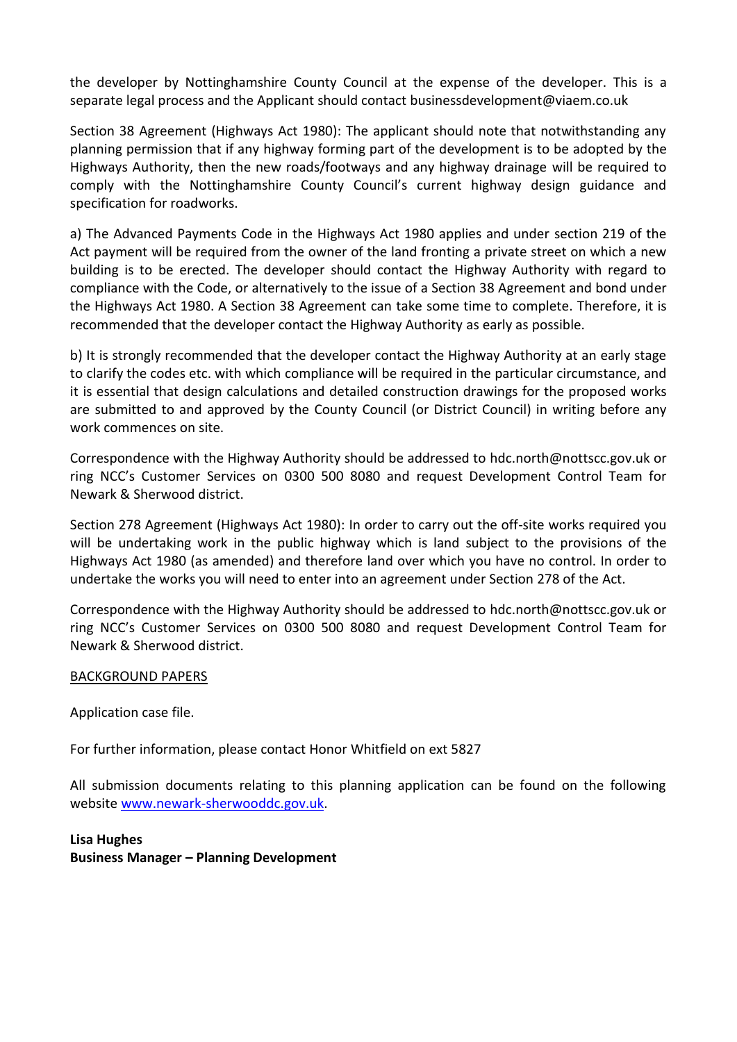the developer by Nottinghamshire County Council at the expense of the developer. This is a separate legal process and the Applicant should contact businessdevelopment@viaem.co.uk

Section 38 Agreement (Highways Act 1980): The applicant should note that notwithstanding any planning permission that if any highway forming part of the development is to be adopted by the Highways Authority, then the new roads/footways and any highway drainage will be required to comply with the Nottinghamshire County Council's current highway design guidance and specification for roadworks.

a) The Advanced Payments Code in the Highways Act 1980 applies and under section 219 of the Act payment will be required from the owner of the land fronting a private street on which a new building is to be erected. The developer should contact the Highway Authority with regard to compliance with the Code, or alternatively to the issue of a Section 38 Agreement and bond under the Highways Act 1980. A Section 38 Agreement can take some time to complete. Therefore, it is recommended that the developer contact the Highway Authority as early as possible.

b) It is strongly recommended that the developer contact the Highway Authority at an early stage to clarify the codes etc. with which compliance will be required in the particular circumstance, and it is essential that design calculations and detailed construction drawings for the proposed works are submitted to and approved by the County Council (or District Council) in writing before any work commences on site.

Correspondence with the Highway Authority should be addressed to hdc.north@nottscc.gov.uk or ring NCC's Customer Services on 0300 500 8080 and request Development Control Team for Newark & Sherwood district.

Section 278 Agreement (Highways Act 1980): In order to carry out the off-site works required you will be undertaking work in the public highway which is land subject to the provisions of the Highways Act 1980 (as amended) and therefore land over which you have no control. In order to undertake the works you will need to enter into an agreement under Section 278 of the Act.

Correspondence with the Highway Authority should be addressed to hdc.north@nottscc.gov.uk or ring NCC's Customer Services on 0300 500 8080 and request Development Control Team for Newark & Sherwood district.

BACKGROUND PAPERS

Application case file.

For further information, please contact Honor Whitfield on ext 5827

All submission documents relating to this planning application can be found on the following website www.newark-sherwooddc.gov.uk.

**Lisa Hughes**
**Business Manager – Planning Development**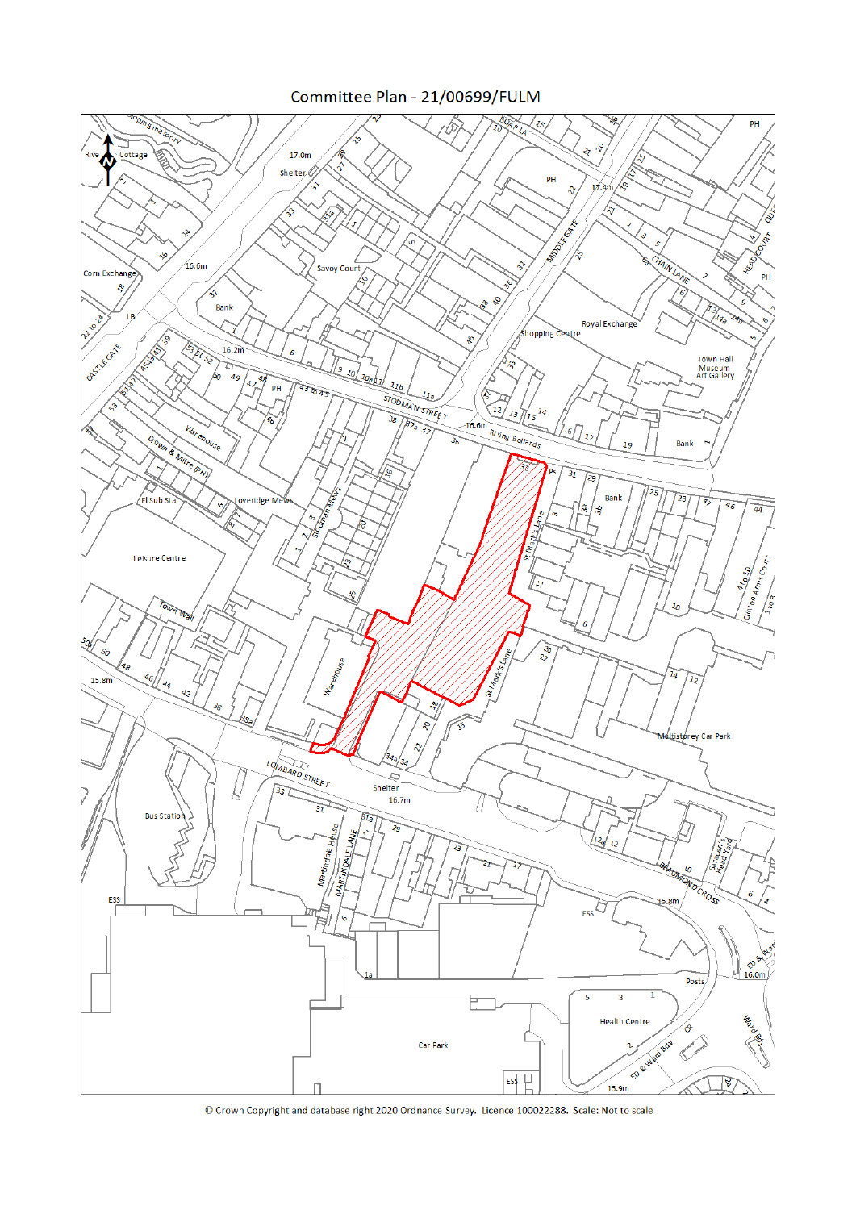# Committee Plan - 21/00699/FULM

© Crown Copyright and database right 2020 Ordnance Survey. Licence 100022288. Scale: Not to scale